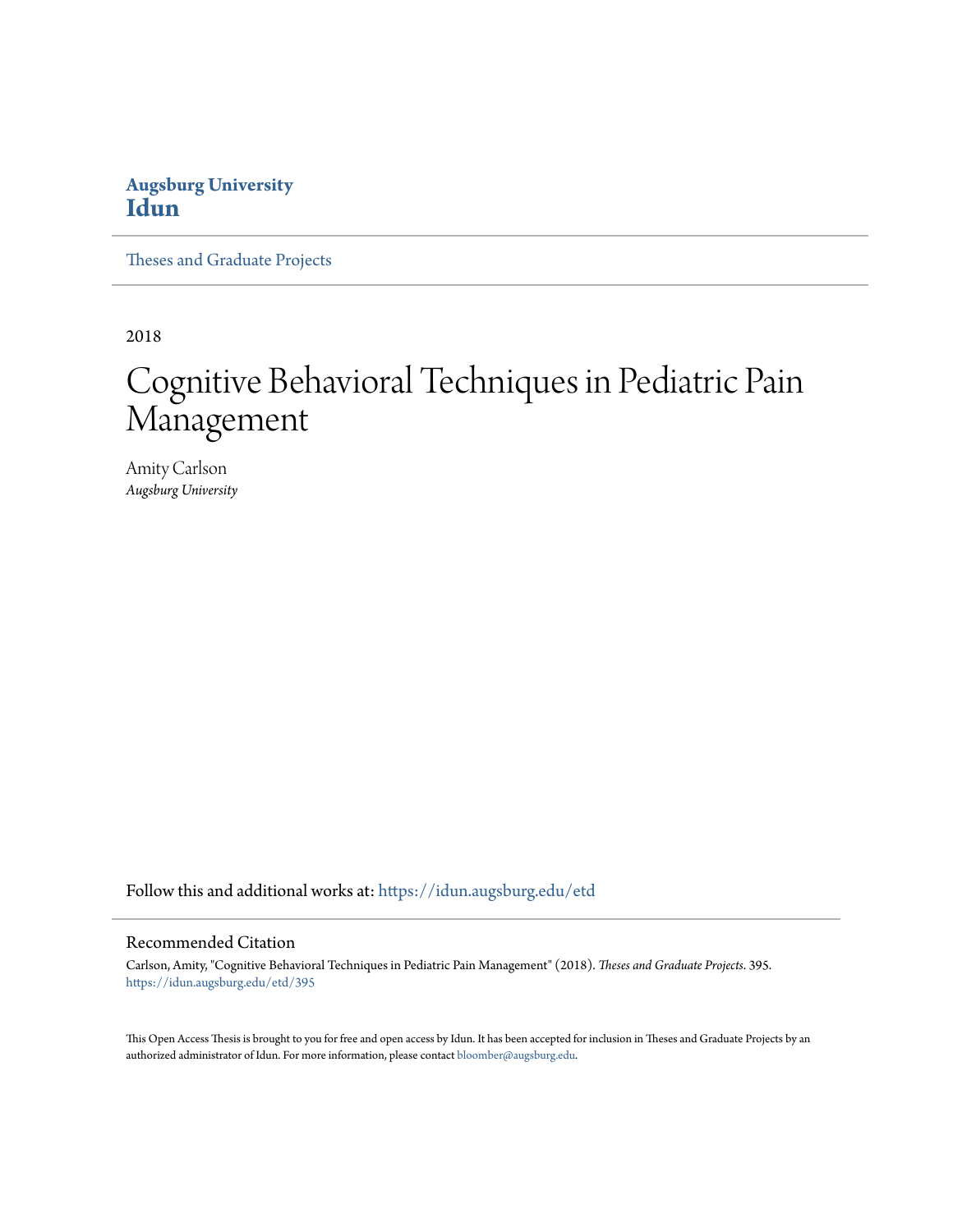**Augsburg University**
**Idun**

Theses and Graduate Projects

2018

# Cognitive Behavioral Techniques in Pediatric Pain Management

Amity Carlson
*Augsburg University*

Follow this and additional works at: https://idun.augsburg.edu/etd

## Recommended Citation

Carlson, Amity, "Cognitive Behavioral Techniques in Pediatric Pain Management" (2018). *Theses and Graduate Projects*. 395.
https://idun.augsburg.edu/etd/395

This Open Access Thesis is brought to you for free and open access by Idun. It has been accepted for inclusion in Theses and Graduate Projects by an authorized administrator of Idun. For more information, please contact bloomber@augsburg.edu.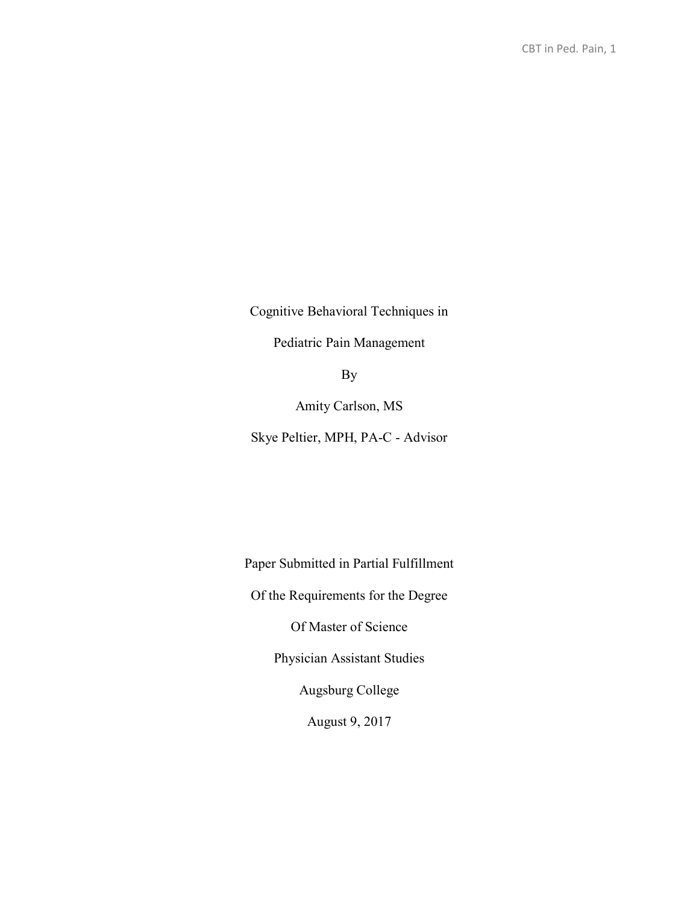Cognitive Behavioral Techniques in

Pediatric Pain Management

By

Amity Carlson, MS

Skye Peltier, MPH, PA-C - Advisor

Paper Submitted in Partial Fulfillment

Of the Requirements for the Degree

Of Master of Science

Physician Assistant Studies

Augsburg College

August 9, 2017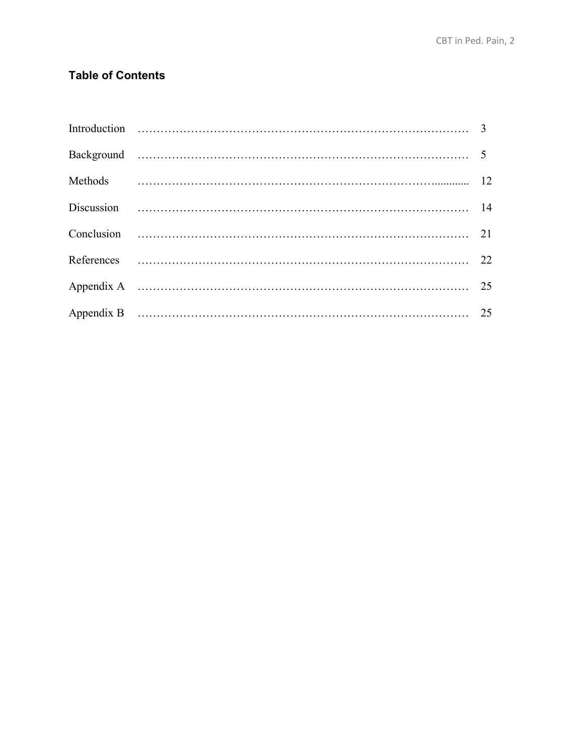## Table of Contents

| | |
|---|---|
| Introduction | 3 |
| Background | 5 |
| Methods | 12 |
| Discussion | 14 |
| Conclusion | 21 |
| References | 22 |
| Appendix A | 25 |
| Appendix B | 25 |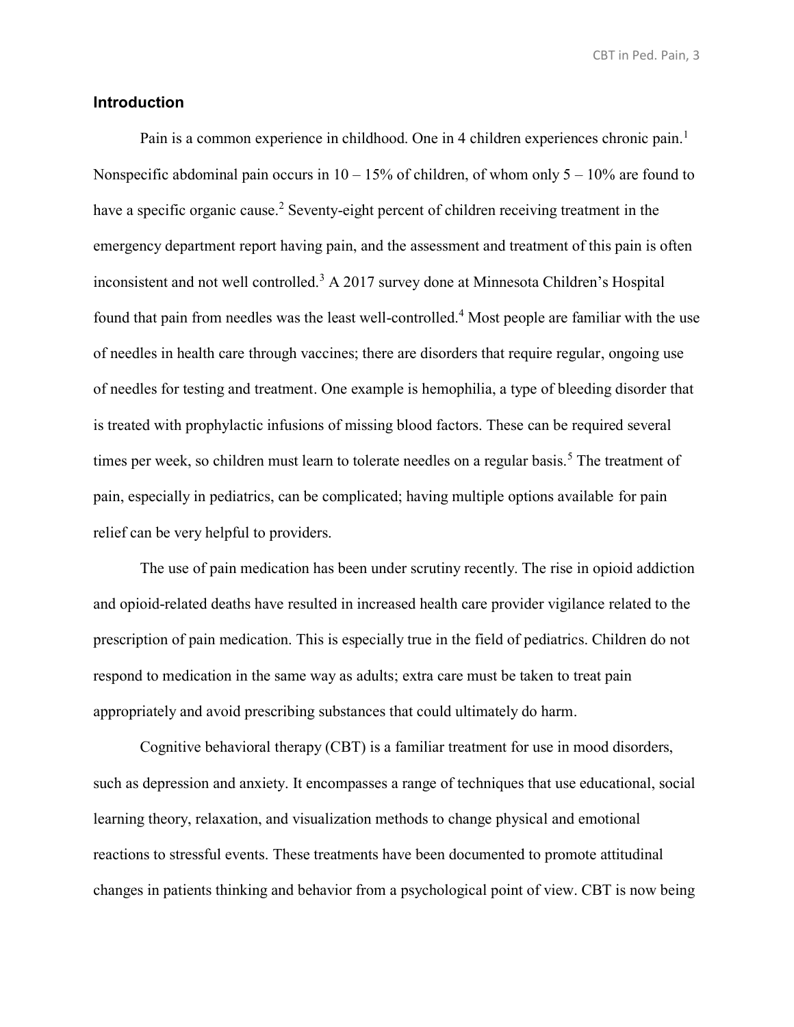## Introduction

Pain is a common experience in childhood. One in 4 children experiences chronic pain.[1] Nonspecific abdominal pain occurs in 10 – 15% of children, of whom only 5 – 10% are found to have a specific organic cause.[2] Seventy-eight percent of children receiving treatment in the emergency department report having pain, and the assessment and treatment of this pain is often inconsistent and not well controlled.[3] A 2017 survey done at Minnesota Children's Hospital found that pain from needles was the least well-controlled.[4] Most people are familiar with the use of needles in health care through vaccines; there are disorders that require regular, ongoing use of needles for testing and treatment. One example is hemophilia, a type of bleeding disorder that is treated with prophylactic infusions of missing blood factors. These can be required several times per week, so children must learn to tolerate needles on a regular basis.[5] The treatment of pain, especially in pediatrics, can be complicated; having multiple options available for pain relief can be very helpful to providers.

The use of pain medication has been under scrutiny recently. The rise in opioid addiction and opioid-related deaths have resulted in increased health care provider vigilance related to the prescription of pain medication. This is especially true in the field of pediatrics. Children do not respond to medication in the same way as adults; extra care must be taken to treat pain appropriately and avoid prescribing substances that could ultimately do harm.

Cognitive behavioral therapy (CBT) is a familiar treatment for use in mood disorders, such as depression and anxiety. It encompasses a range of techniques that use educational, social learning theory, relaxation, and visualization methods to change physical and emotional reactions to stressful events. These treatments have been documented to promote attitudinal changes in patients thinking and behavior from a psychological point of view. CBT is now being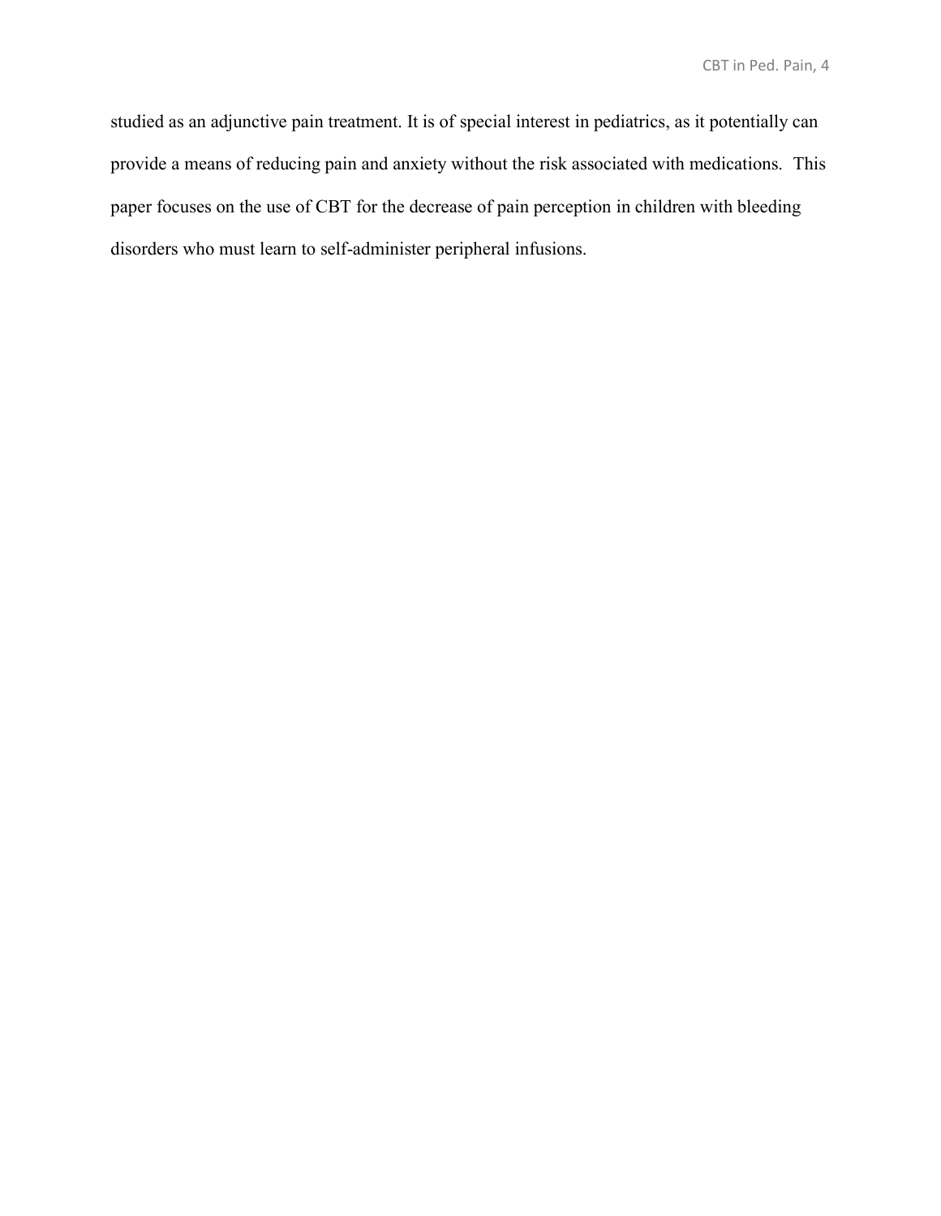studied as an adjunctive pain treatment. It is of special interest in pediatrics, as it potentially can provide a means of reducing pain and anxiety without the risk associated with medications. This paper focuses on the use of CBT for the decrease of pain perception in children with bleeding disorders who must learn to self-administer peripheral infusions.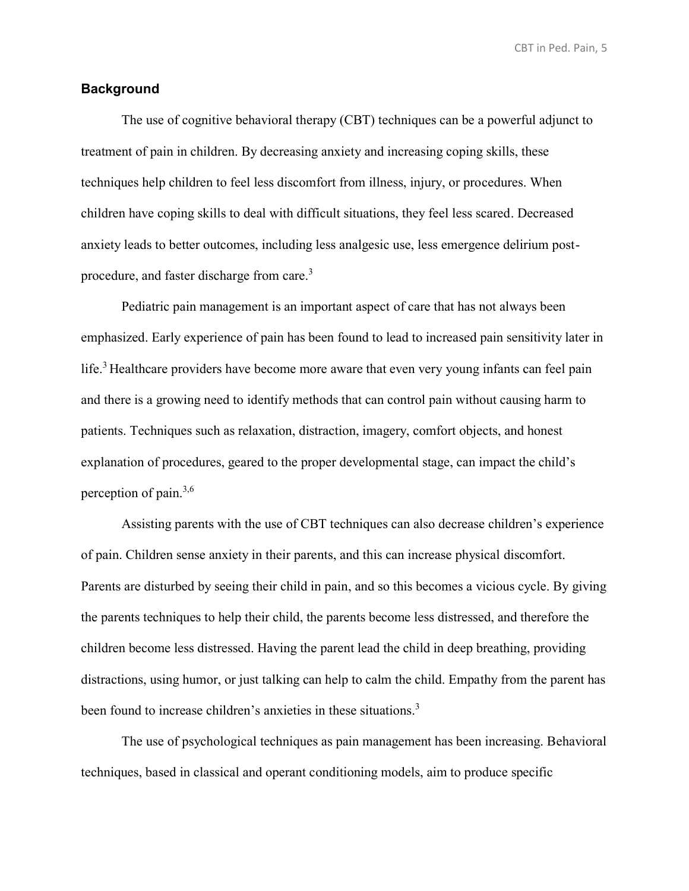## Background

The use of cognitive behavioral therapy (CBT) techniques can be a powerful adjunct to treatment of pain in children. By decreasing anxiety and increasing coping skills, these techniques help children to feel less discomfort from illness, injury, or procedures. When children have coping skills to deal with difficult situations, they feel less scared. Decreased anxiety leads to better outcomes, including less analgesic use, less emergence delirium post-procedure, and faster discharge from care.[3]

Pediatric pain management is an important aspect of care that has not always been emphasized. Early experience of pain has been found to lead to increased pain sensitivity later in life.[3] Healthcare providers have become more aware that even very young infants can feel pain and there is a growing need to identify methods that can control pain without causing harm to patients. Techniques such as relaxation, distraction, imagery, comfort objects, and honest explanation of procedures, geared to the proper developmental stage, can impact the child's perception of pain.[3,6]

Assisting parents with the use of CBT techniques can also decrease children's experience of pain. Children sense anxiety in their parents, and this can increase physical discomfort. Parents are disturbed by seeing their child in pain, and so this becomes a vicious cycle. By giving the parents techniques to help their child, the parents become less distressed, and therefore the children become less distressed. Having the parent lead the child in deep breathing, providing distractions, using humor, or just talking can help to calm the child. Empathy from the parent has been found to increase children's anxieties in these situations.[3]

The use of psychological techniques as pain management has been increasing. Behavioral techniques, based in classical and operant conditioning models, aim to produce specific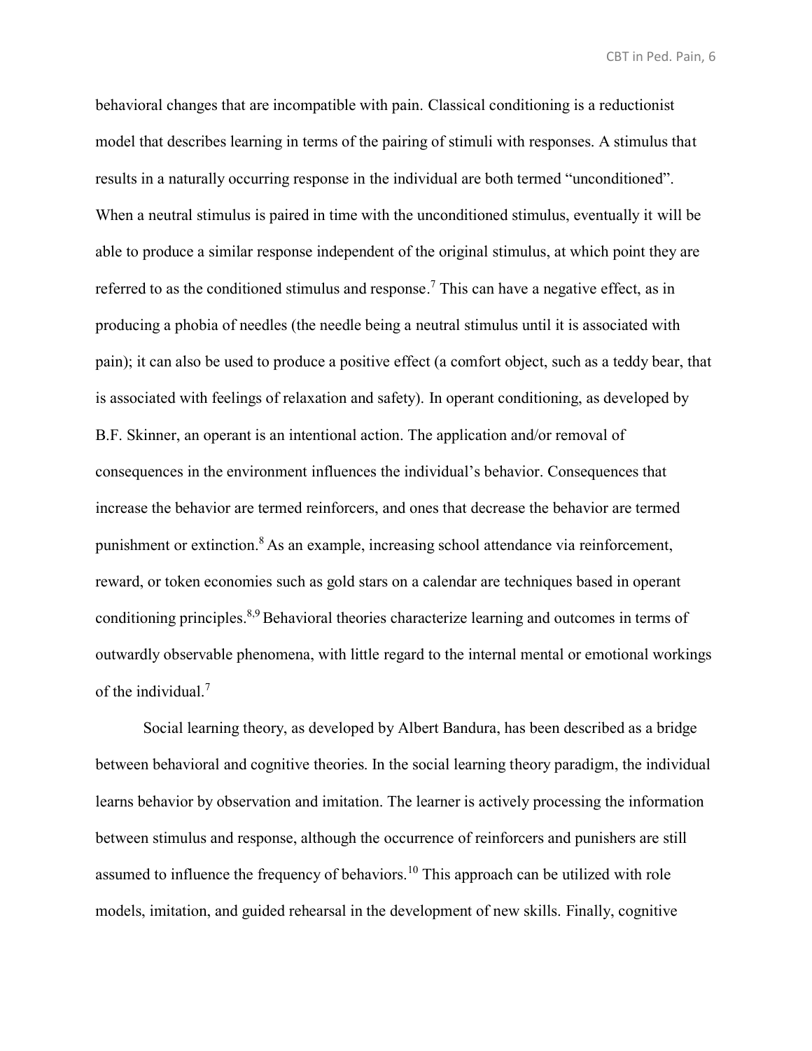behavioral changes that are incompatible with pain. Classical conditioning is a reductionist model that describes learning in terms of the pairing of stimuli with responses. A stimulus that results in a naturally occurring response in the individual are both termed "unconditioned". When a neutral stimulus is paired in time with the unconditioned stimulus, eventually it will be able to produce a similar response independent of the original stimulus, at which point they are referred to as the conditioned stimulus and response.[7] This can have a negative effect, as in producing a phobia of needles (the needle being a neutral stimulus until it is associated with pain); it can also be used to produce a positive effect (a comfort object, such as a teddy bear, that is associated with feelings of relaxation and safety). In operant conditioning, as developed by B.F. Skinner, an operant is an intentional action. The application and/or removal of consequences in the environment influences the individual's behavior. Consequences that increase the behavior are termed reinforcers, and ones that decrease the behavior are termed punishment or extinction.[8] As an example, increasing school attendance via reinforcement, reward, or token economies such as gold stars on a calendar are techniques based in operant conditioning principles.[8,9] Behavioral theories characterize learning and outcomes in terms of outwardly observable phenomena, with little regard to the internal mental or emotional workings of the individual.[7]

Social learning theory, as developed by Albert Bandura, has been described as a bridge between behavioral and cognitive theories. In the social learning theory paradigm, the individual learns behavior by observation and imitation. The learner is actively processing the information between stimulus and response, although the occurrence of reinforcers and punishers are still assumed to influence the frequency of behaviors.[10] This approach can be utilized with role models, imitation, and guided rehearsal in the development of new skills. Finally, cognitive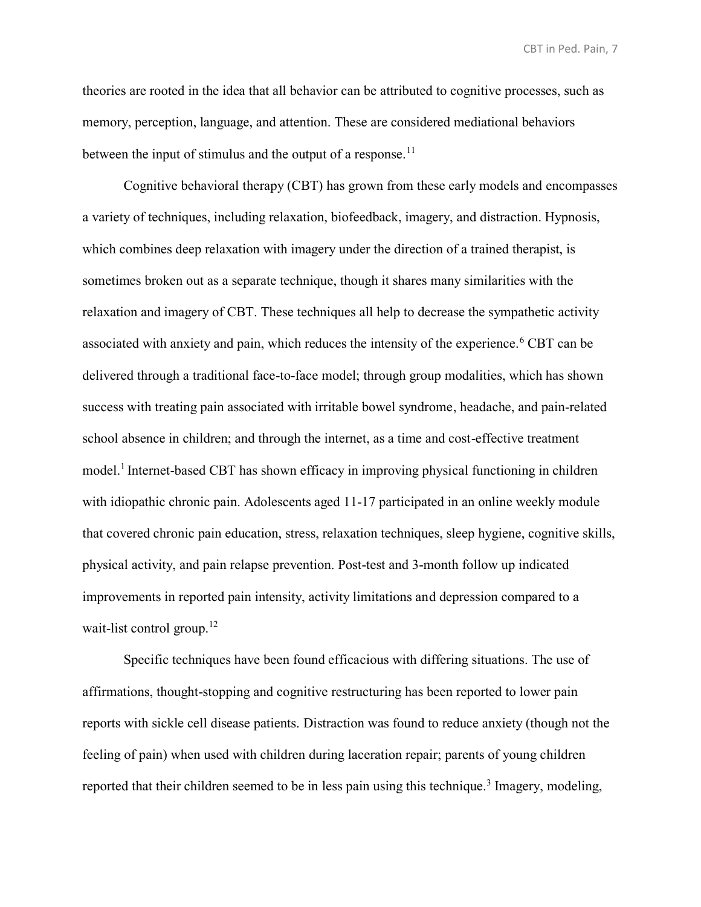theories are rooted in the idea that all behavior can be attributed to cognitive processes, such as memory, perception, language, and attention. These are considered mediational behaviors between the input of stimulus and the output of a response.[11]

Cognitive behavioral therapy (CBT) has grown from these early models and encompasses a variety of techniques, including relaxation, biofeedback, imagery, and distraction. Hypnosis, which combines deep relaxation with imagery under the direction of a trained therapist, is sometimes broken out as a separate technique, though it shares many similarities with the relaxation and imagery of CBT. These techniques all help to decrease the sympathetic activity associated with anxiety and pain, which reduces the intensity of the experience.[6] CBT can be delivered through a traditional face-to-face model; through group modalities, which has shown success with treating pain associated with irritable bowel syndrome, headache, and pain-related school absence in children; and through the internet, as a time and cost-effective treatment model.[1] Internet-based CBT has shown efficacy in improving physical functioning in children with idiopathic chronic pain. Adolescents aged 11-17 participated in an online weekly module that covered chronic pain education, stress, relaxation techniques, sleep hygiene, cognitive skills, physical activity, and pain relapse prevention. Post-test and 3-month follow up indicated improvements in reported pain intensity, activity limitations and depression compared to a wait-list control group.[12]

Specific techniques have been found efficacious with differing situations. The use of affirmations, thought-stopping and cognitive restructuring has been reported to lower pain reports with sickle cell disease patients. Distraction was found to reduce anxiety (though not the feeling of pain) when used with children during laceration repair; parents of young children reported that their children seemed to be in less pain using this technique.[3] Imagery, modeling,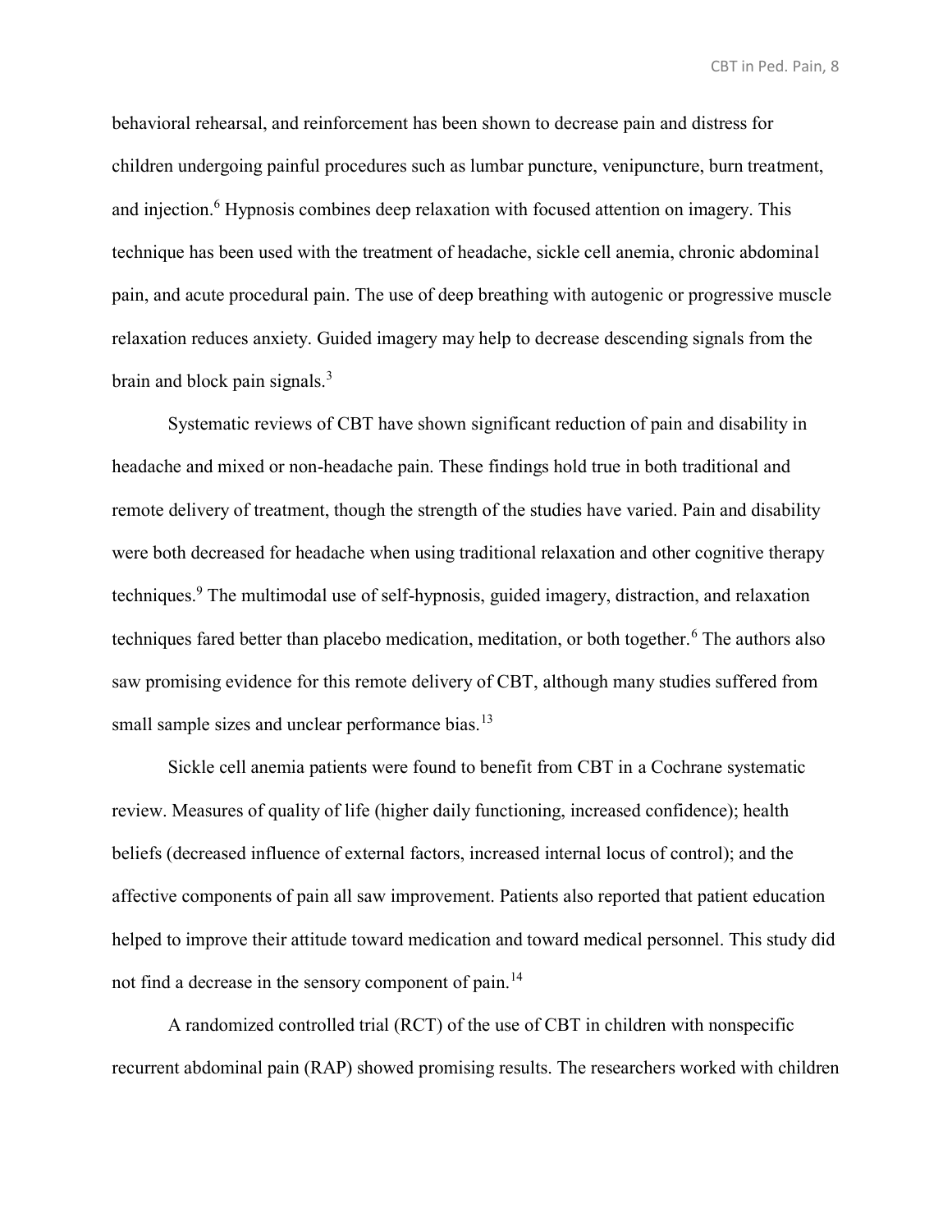behavioral rehearsal, and reinforcement has been shown to decrease pain and distress for children undergoing painful procedures such as lumbar puncture, venipuncture, burn treatment, and injection.[6] Hypnosis combines deep relaxation with focused attention on imagery. This technique has been used with the treatment of headache, sickle cell anemia, chronic abdominal pain, and acute procedural pain. The use of deep breathing with autogenic or progressive muscle relaxation reduces anxiety. Guided imagery may help to decrease descending signals from the brain and block pain signals.[3]

Systematic reviews of CBT have shown significant reduction of pain and disability in headache and mixed or non-headache pain. These findings hold true in both traditional and remote delivery of treatment, though the strength of the studies have varied. Pain and disability were both decreased for headache when using traditional relaxation and other cognitive therapy techniques.[9] The multimodal use of self-hypnosis, guided imagery, distraction, and relaxation techniques fared better than placebo medication, meditation, or both together.[6] The authors also saw promising evidence for this remote delivery of CBT, although many studies suffered from small sample sizes and unclear performance bias.[13]

Sickle cell anemia patients were found to benefit from CBT in a Cochrane systematic review. Measures of quality of life (higher daily functioning, increased confidence); health beliefs (decreased influence of external factors, increased internal locus of control); and the affective components of pain all saw improvement. Patients also reported that patient education helped to improve their attitude toward medication and toward medical personnel. This study did not find a decrease in the sensory component of pain.[14]

A randomized controlled trial (RCT) of the use of CBT in children with nonspecific recurrent abdominal pain (RAP) showed promising results. The researchers worked with children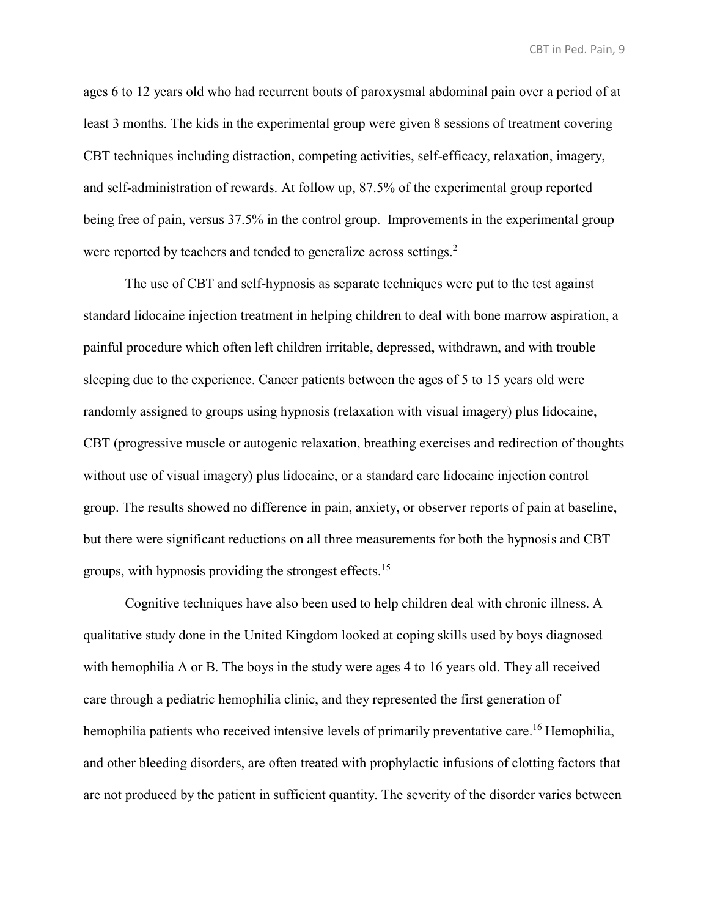ages 6 to 12 years old who had recurrent bouts of paroxysmal abdominal pain over a period of at least 3 months. The kids in the experimental group were given 8 sessions of treatment covering CBT techniques including distraction, competing activities, self-efficacy, relaxation, imagery, and self-administration of rewards. At follow up, 87.5% of the experimental group reported being free of pain, versus 37.5% in the control group. Improvements in the experimental group were reported by teachers and tended to generalize across settings.[2]

The use of CBT and self-hypnosis as separate techniques were put to the test against standard lidocaine injection treatment in helping children to deal with bone marrow aspiration, a painful procedure which often left children irritable, depressed, withdrawn, and with trouble sleeping due to the experience. Cancer patients between the ages of 5 to 15 years old were randomly assigned to groups using hypnosis (relaxation with visual imagery) plus lidocaine, CBT (progressive muscle or autogenic relaxation, breathing exercises and redirection of thoughts without use of visual imagery) plus lidocaine, or a standard care lidocaine injection control group. The results showed no difference in pain, anxiety, or observer reports of pain at baseline, but there were significant reductions on all three measurements for both the hypnosis and CBT groups, with hypnosis providing the strongest effects.[15]

Cognitive techniques have also been used to help children deal with chronic illness. A qualitative study done in the United Kingdom looked at coping skills used by boys diagnosed with hemophilia A or B. The boys in the study were ages 4 to 16 years old. They all received care through a pediatric hemophilia clinic, and they represented the first generation of hemophilia patients who received intensive levels of primarily preventative care.[16] Hemophilia, and other bleeding disorders, are often treated with prophylactic infusions of clotting factors that are not produced by the patient in sufficient quantity. The severity of the disorder varies between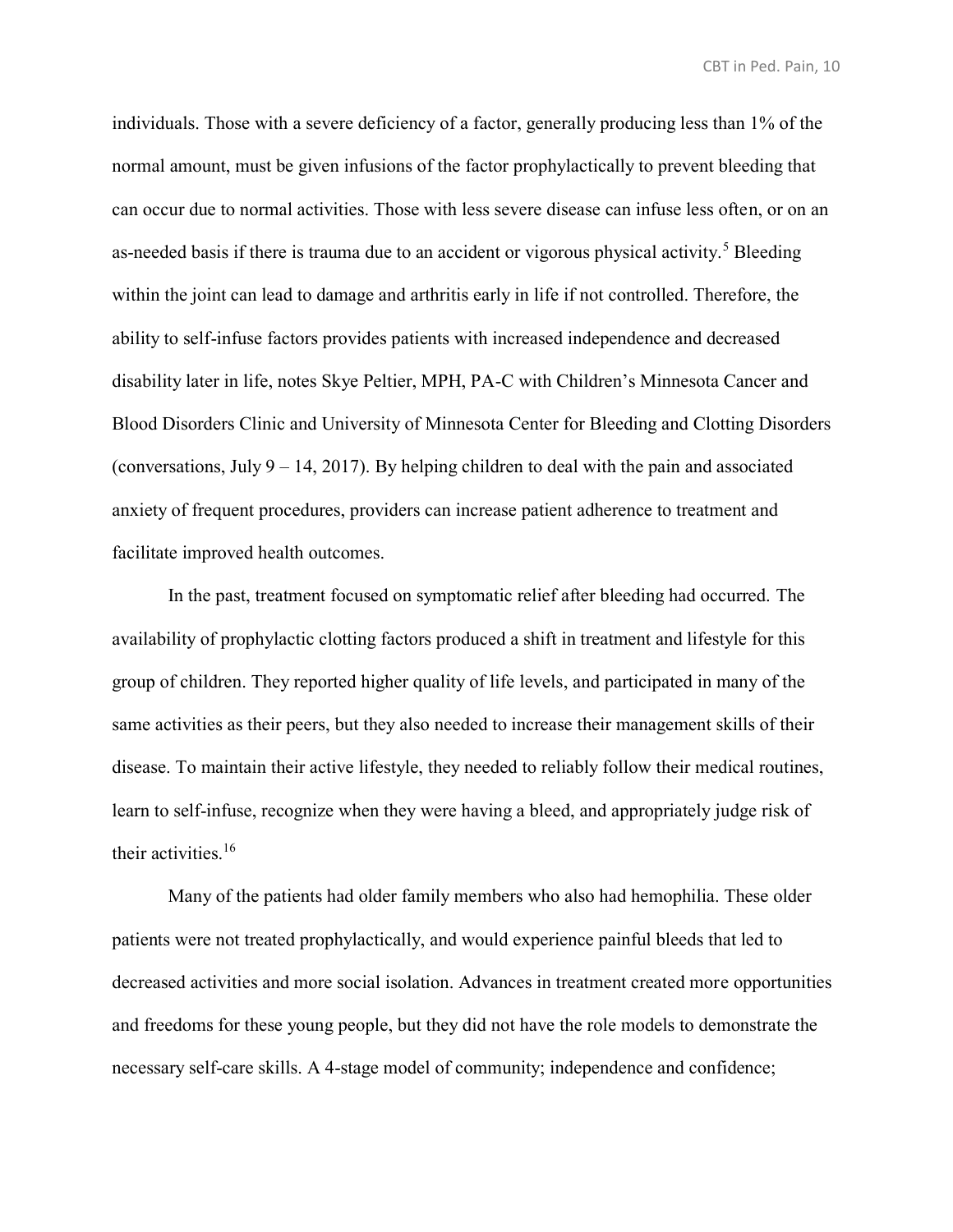individuals. Those with a severe deficiency of a factor, generally producing less than 1% of the normal amount, must be given infusions of the factor prophylactically to prevent bleeding that can occur due to normal activities. Those with less severe disease can infuse less often, or on an as-needed basis if there is trauma due to an accident or vigorous physical activity.[5] Bleeding within the joint can lead to damage and arthritis early in life if not controlled. Therefore, the ability to self-infuse factors provides patients with increased independence and decreased disability later in life, notes Skye Peltier, MPH, PA-C with Children's Minnesota Cancer and Blood Disorders Clinic and University of Minnesota Center for Bleeding and Clotting Disorders (conversations, July 9 – 14, 2017). By helping children to deal with the pain and associated anxiety of frequent procedures, providers can increase patient adherence to treatment and facilitate improved health outcomes.

In the past, treatment focused on symptomatic relief after bleeding had occurred. The availability of prophylactic clotting factors produced a shift in treatment and lifestyle for this group of children. They reported higher quality of life levels, and participated in many of the same activities as their peers, but they also needed to increase their management skills of their disease. To maintain their active lifestyle, they needed to reliably follow their medical routines, learn to self-infuse, recognize when they were having a bleed, and appropriately judge risk of their activities.[16]

Many of the patients had older family members who also had hemophilia. These older patients were not treated prophylactically, and would experience painful bleeds that led to decreased activities and more social isolation. Advances in treatment created more opportunities and freedoms for these young people, but they did not have the role models to demonstrate the necessary self-care skills. A 4-stage model of community; independence and confidence;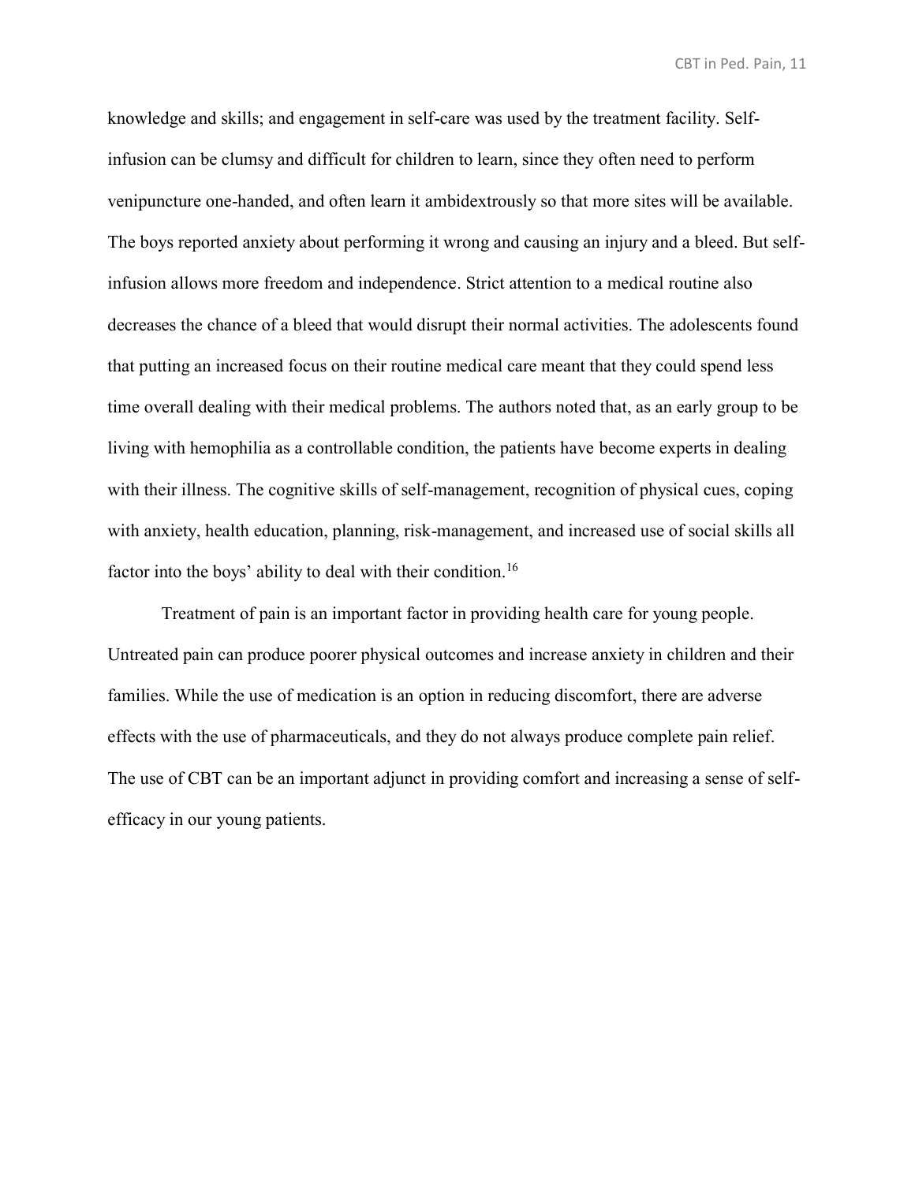knowledge and skills; and engagement in self-care was used by the treatment facility. Self-infusion can be clumsy and difficult for children to learn, since they often need to perform venipuncture one-handed, and often learn it ambidextrously so that more sites will be available. The boys reported anxiety about performing it wrong and causing an injury and a bleed. But self-infusion allows more freedom and independence. Strict attention to a medical routine also decreases the chance of a bleed that would disrupt their normal activities. The adolescents found that putting an increased focus on their routine medical care meant that they could spend less time overall dealing with their medical problems. The authors noted that, as an early group to be living with hemophilia as a controllable condition, the patients have become experts in dealing with their illness. The cognitive skills of self-management, recognition of physical cues, coping with anxiety, health education, planning, risk-management, and increased use of social skills all factor into the boys' ability to deal with their condition.[16]

Treatment of pain is an important factor in providing health care for young people. Untreated pain can produce poorer physical outcomes and increase anxiety in children and their families. While the use of medication is an option in reducing discomfort, there are adverse effects with the use of pharmaceuticals, and they do not always produce complete pain relief. The use of CBT can be an important adjunct in providing comfort and increasing a sense of self-efficacy in our young patients.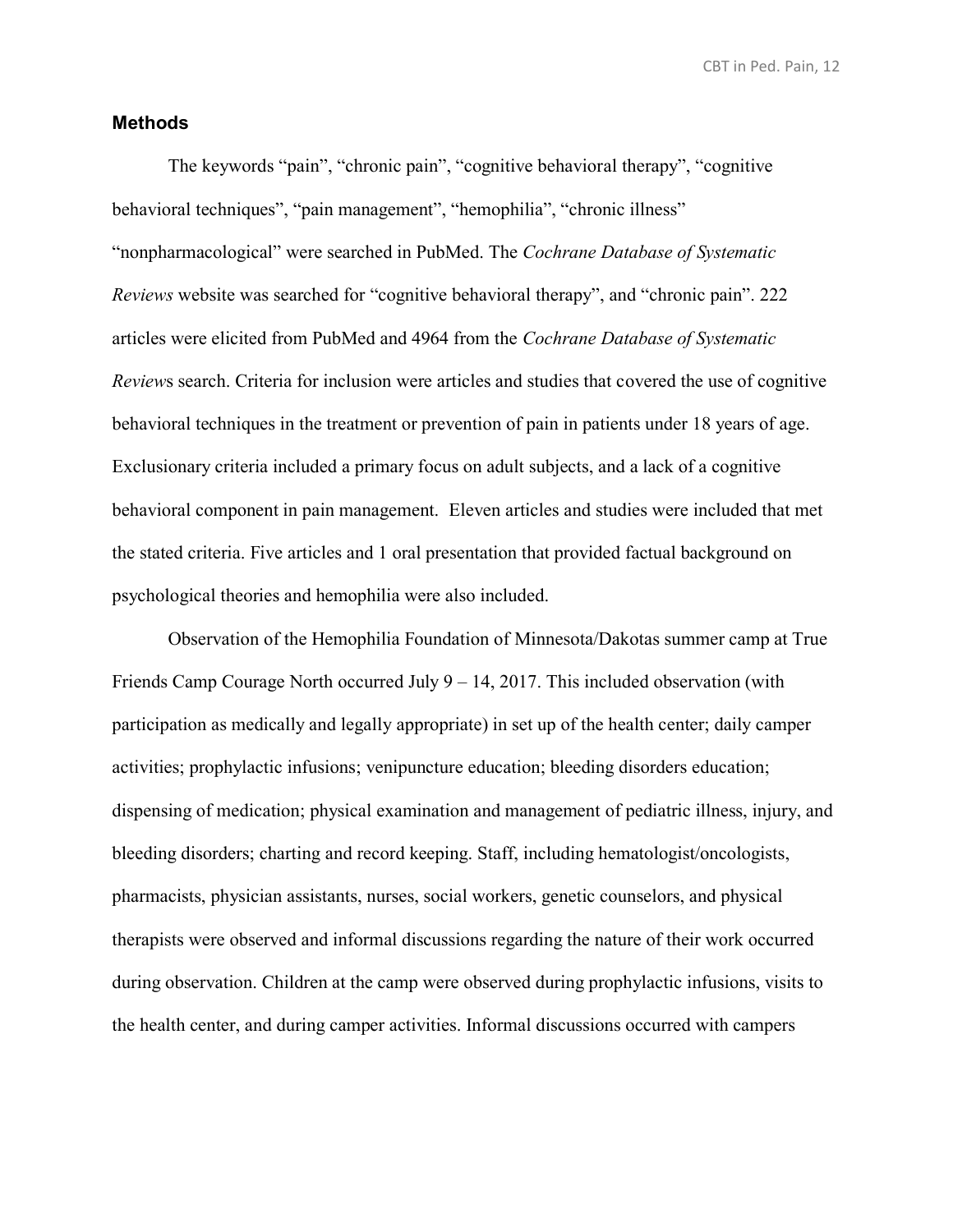## Methods

The keywords "pain", "chronic pain", "cognitive behavioral therapy", "cognitive behavioral techniques", "pain management", "hemophilia", "chronic illness" "nonpharmacological" were searched in PubMed. The *Cochrane Database of Systematic Reviews* website was searched for "cognitive behavioral therapy", and "chronic pain". 222 articles were elicited from PubMed and 4964 from the *Cochrane Database of Systematic Review*s search. Criteria for inclusion were articles and studies that covered the use of cognitive behavioral techniques in the treatment or prevention of pain in patients under 18 years of age. Exclusionary criteria included a primary focus on adult subjects, and a lack of a cognitive behavioral component in pain management. Eleven articles and studies were included that met the stated criteria. Five articles and 1 oral presentation that provided factual background on psychological theories and hemophilia were also included.

Observation of the Hemophilia Foundation of Minnesota/Dakotas summer camp at True Friends Camp Courage North occurred July 9 – 14, 2017. This included observation (with participation as medically and legally appropriate) in set up of the health center; daily camper activities; prophylactic infusions; venipuncture education; bleeding disorders education; dispensing of medication; physical examination and management of pediatric illness, injury, and bleeding disorders; charting and record keeping. Staff, including hematologist/oncologists, pharmacists, physician assistants, nurses, social workers, genetic counselors, and physical therapists were observed and informal discussions regarding the nature of their work occurred during observation. Children at the camp were observed during prophylactic infusions, visits to the health center, and during camper activities. Informal discussions occurred with campers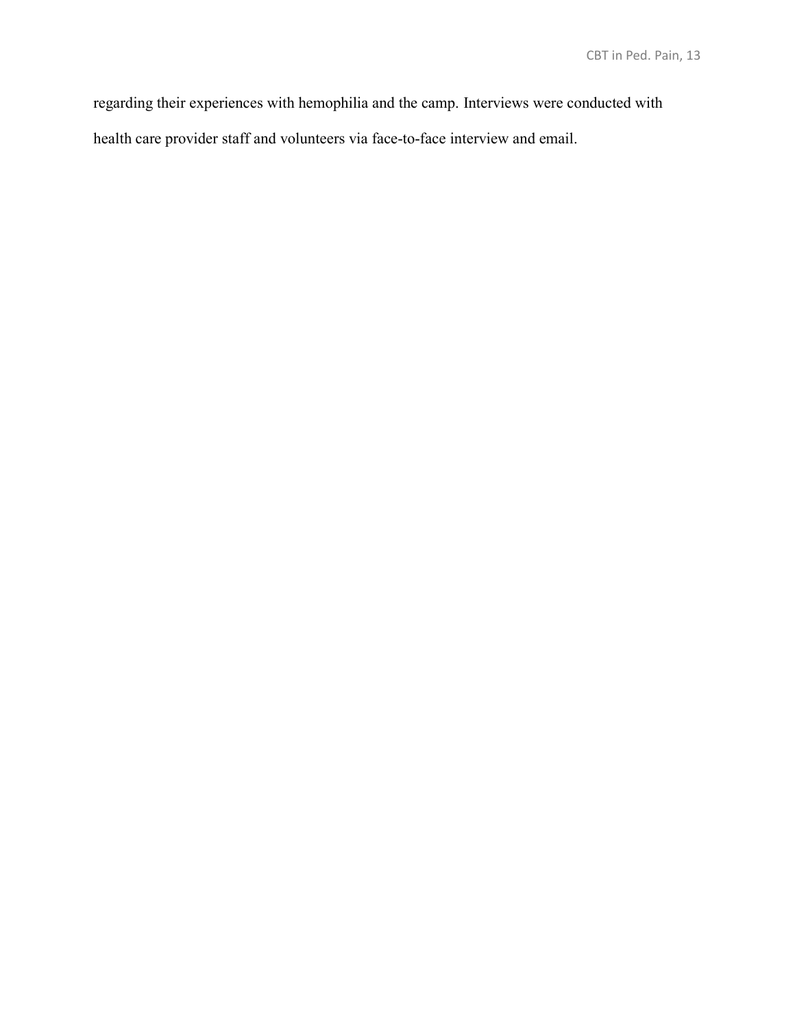regarding their experiences with hemophilia and the camp. Interviews were conducted with health care provider staff and volunteers via face-to-face interview and email.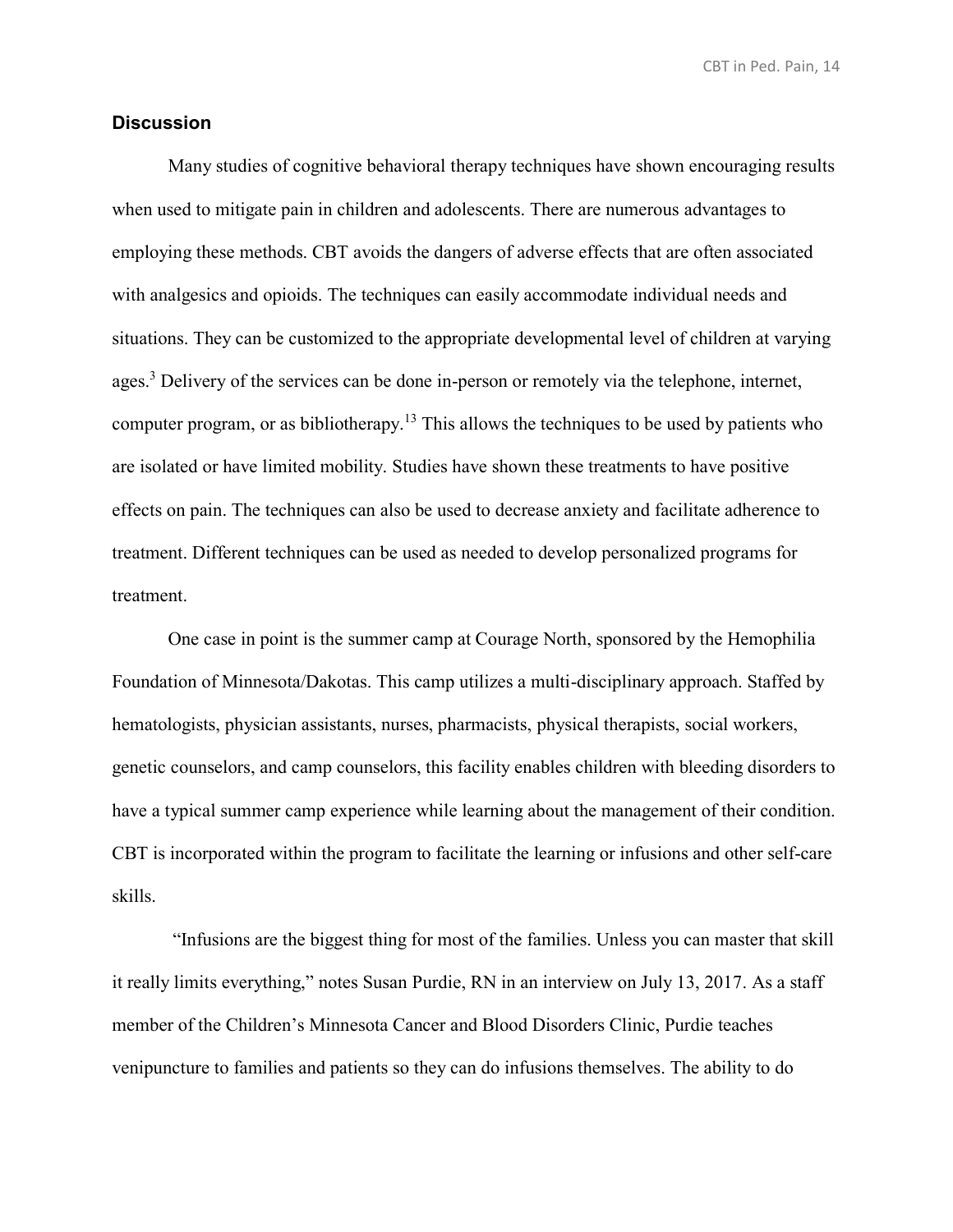## Discussion

Many studies of cognitive behavioral therapy techniques have shown encouraging results when used to mitigate pain in children and adolescents. There are numerous advantages to employing these methods. CBT avoids the dangers of adverse effects that are often associated with analgesics and opioids. The techniques can easily accommodate individual needs and situations. They can be customized to the appropriate developmental level of children at varying ages.[3] Delivery of the services can be done in-person or remotely via the telephone, internet, computer program, or as bibliotherapy.[13] This allows the techniques to be used by patients who are isolated or have limited mobility. Studies have shown these treatments to have positive effects on pain. The techniques can also be used to decrease anxiety and facilitate adherence to treatment. Different techniques can be used as needed to develop personalized programs for treatment.

One case in point is the summer camp at Courage North, sponsored by the Hemophilia Foundation of Minnesota/Dakotas. This camp utilizes a multi-disciplinary approach. Staffed by hematologists, physician assistants, nurses, pharmacists, physical therapists, social workers, genetic counselors, and camp counselors, this facility enables children with bleeding disorders to have a typical summer camp experience while learning about the management of their condition. CBT is incorporated within the program to facilitate the learning or infusions and other self-care skills.

"Infusions are the biggest thing for most of the families. Unless you can master that skill it really limits everything," notes Susan Purdie, RN in an interview on July 13, 2017. As a staff member of the Children's Minnesota Cancer and Blood Disorders Clinic, Purdie teaches venipuncture to families and patients so they can do infusions themselves. The ability to do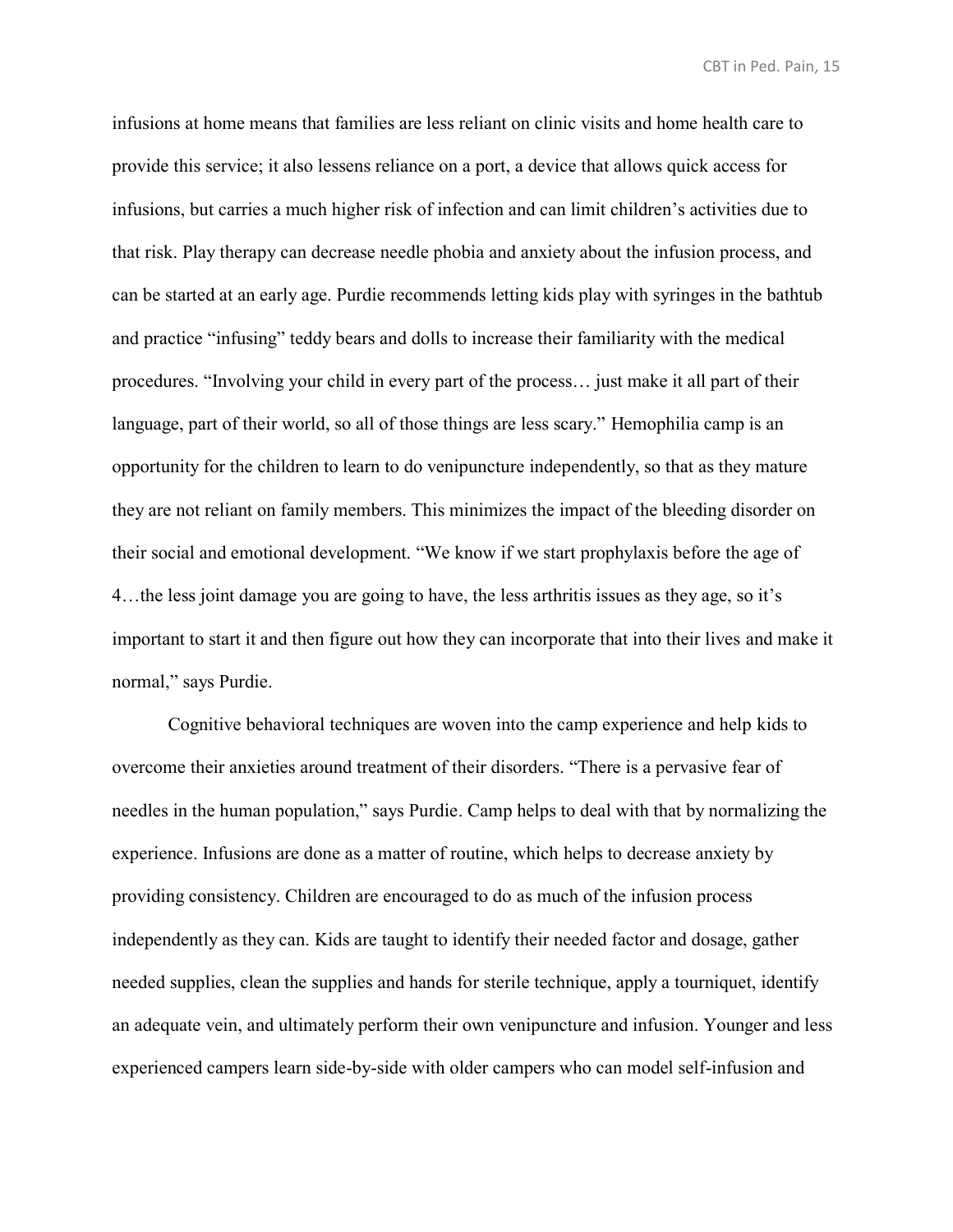infusions at home means that families are less reliant on clinic visits and home health care to provide this service; it also lessens reliance on a port, a device that allows quick access for infusions, but carries a much higher risk of infection and can limit children's activities due to that risk. Play therapy can decrease needle phobia and anxiety about the infusion process, and can be started at an early age. Purdie recommends letting kids play with syringes in the bathtub and practice "infusing" teddy bears and dolls to increase their familiarity with the medical procedures. "Involving your child in every part of the process… just make it all part of their language, part of their world, so all of those things are less scary." Hemophilia camp is an opportunity for the children to learn to do venipuncture independently, so that as they mature they are not reliant on family members. This minimizes the impact of the bleeding disorder on their social and emotional development. "We know if we start prophylaxis before the age of 4…the less joint damage you are going to have, the less arthritis issues as they age, so it's important to start it and then figure out how they can incorporate that into their lives and make it normal," says Purdie.

Cognitive behavioral techniques are woven into the camp experience and help kids to overcome their anxieties around treatment of their disorders. "There is a pervasive fear of needles in the human population," says Purdie. Camp helps to deal with that by normalizing the experience. Infusions are done as a matter of routine, which helps to decrease anxiety by providing consistency. Children are encouraged to do as much of the infusion process independently as they can. Kids are taught to identify their needed factor and dosage, gather needed supplies, clean the supplies and hands for sterile technique, apply a tourniquet, identify an adequate vein, and ultimately perform their own venipuncture and infusion. Younger and less experienced campers learn side-by-side with older campers who can model self-infusion and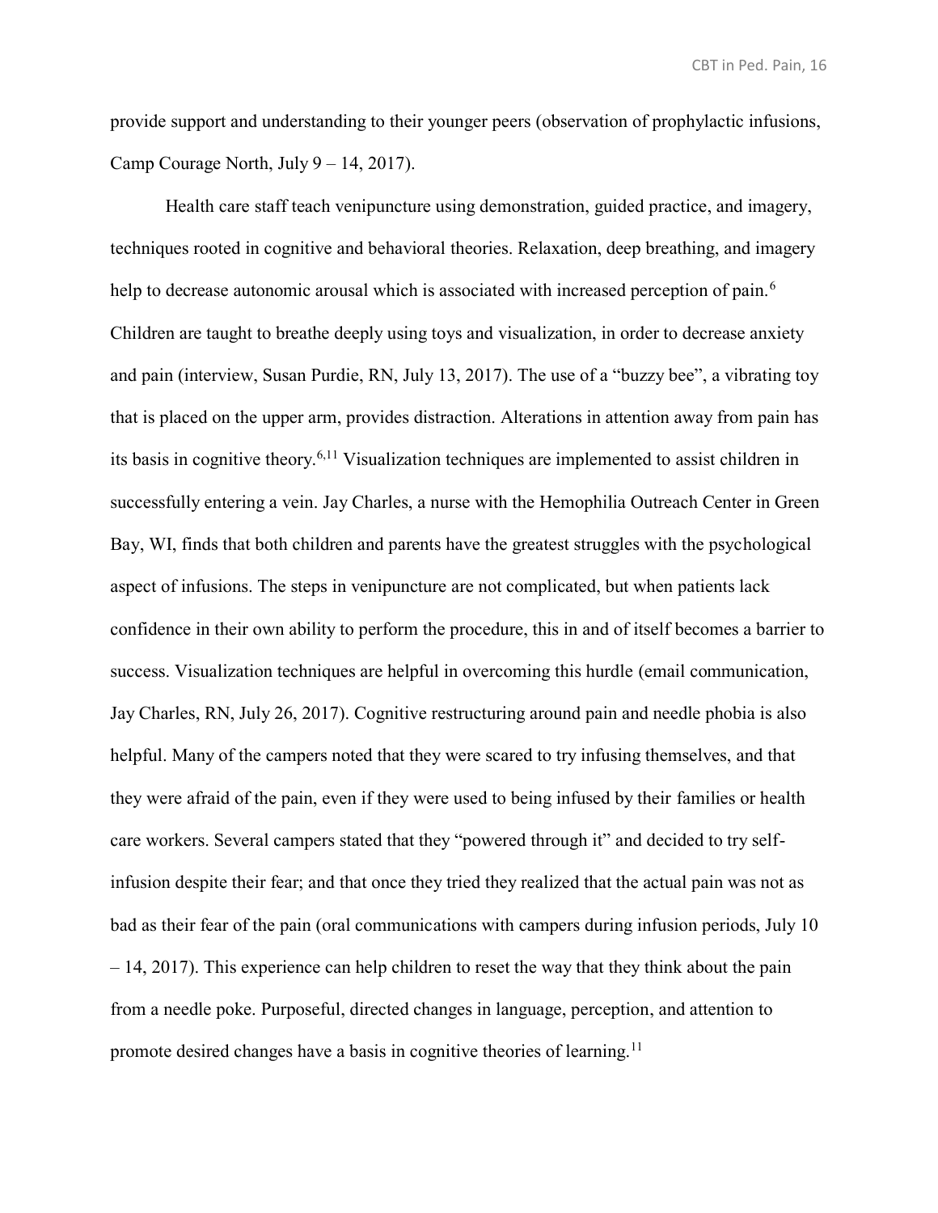provide support and understanding to their younger peers (observation of prophylactic infusions, Camp Courage North, July 9 – 14, 2017).

Health care staff teach venipuncture using demonstration, guided practice, and imagery, techniques rooted in cognitive and behavioral theories. Relaxation, deep breathing, and imagery help to decrease autonomic arousal which is associated with increased perception of pain.[6] Children are taught to breathe deeply using toys and visualization, in order to decrease anxiety and pain (interview, Susan Purdie, RN, July 13, 2017). The use of a "buzzy bee", a vibrating toy that is placed on the upper arm, provides distraction. Alterations in attention away from pain has its basis in cognitive theory.[6,11] Visualization techniques are implemented to assist children in successfully entering a vein. Jay Charles, a nurse with the Hemophilia Outreach Center in Green Bay, WI, finds that both children and parents have the greatest struggles with the psychological aspect of infusions. The steps in venipuncture are not complicated, but when patients lack confidence in their own ability to perform the procedure, this in and of itself becomes a barrier to success. Visualization techniques are helpful in overcoming this hurdle (email communication, Jay Charles, RN, July 26, 2017). Cognitive restructuring around pain and needle phobia is also helpful. Many of the campers noted that they were scared to try infusing themselves, and that they were afraid of the pain, even if they were used to being infused by their families or health care workers. Several campers stated that they "powered through it" and decided to try self-infusion despite their fear; and that once they tried they realized that the actual pain was not as bad as their fear of the pain (oral communications with campers during infusion periods, July 10 – 14, 2017). This experience can help children to reset the way that they think about the pain from a needle poke. Purposeful, directed changes in language, perception, and attention to promote desired changes have a basis in cognitive theories of learning.[11]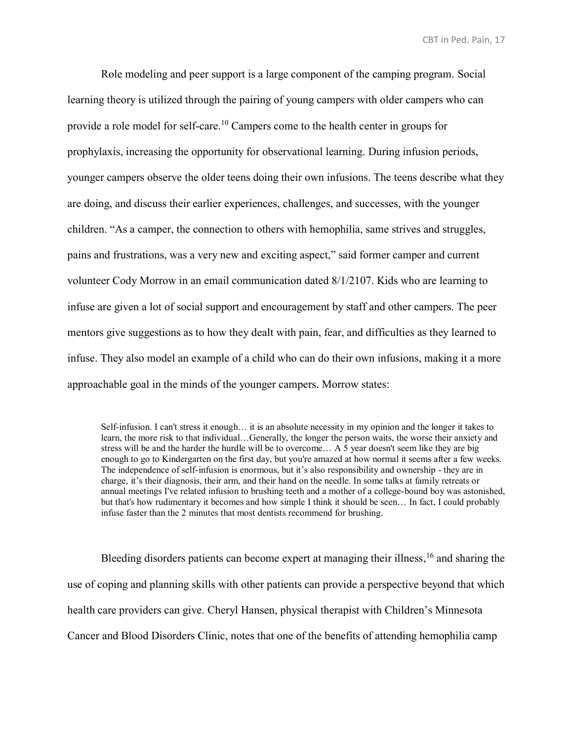Role modeling and peer support is a large component of the camping program. Social learning theory is utilized through the pairing of young campers with older campers who can provide a role model for self-care.[10] Campers come to the health center in groups for prophylaxis, increasing the opportunity for observational learning. During infusion periods, younger campers observe the older teens doing their own infusions. The teens describe what they are doing, and discuss their earlier experiences, challenges, and successes, with the younger children. "As a camper, the connection to others with hemophilia, same strives and struggles, pains and frustrations, was a very new and exciting aspect," said former camper and current volunteer Cody Morrow in an email communication dated 8/1/2107. Kids who are learning to infuse are given a lot of social support and encouragement by staff and other campers. The peer mentors give suggestions as to how they dealt with pain, fear, and difficulties as they learned to infuse. They also model an example of a child who can do their own infusions, making it a more approachable goal in the minds of the younger campers. Morrow states:

> Self-infusion. I can't stress it enough… it is an absolute necessity in my opinion and the longer it takes to learn, the more risk to that individual…Generally, the longer the person waits, the worse their anxiety and stress will be and the harder the hurdle will be to overcome… A 5 year doesn't seem like they are big enough to go to Kindergarten on the first day, but you're amazed at how normal it seems after a few weeks. The independence of self-infusion is enormous, but it's also responsibility and ownership - they are in charge, it's their diagnosis, their arm, and their hand on the needle. In some talks at family retreats or annual meetings I've related infusion to brushing teeth and a mother of a college-bound boy was astonished, but that's how rudimentary it becomes and how simple I think it should be seen… In fact, I could probably infuse faster than the 2 minutes that most dentists recommend for brushing.

Bleeding disorders patients can become expert at managing their illness,[16] and sharing the use of coping and planning skills with other patients can provide a perspective beyond that which health care providers can give. Cheryl Hansen, physical therapist with Children's Minnesota Cancer and Blood Disorders Clinic, notes that one of the benefits of attending hemophilia camp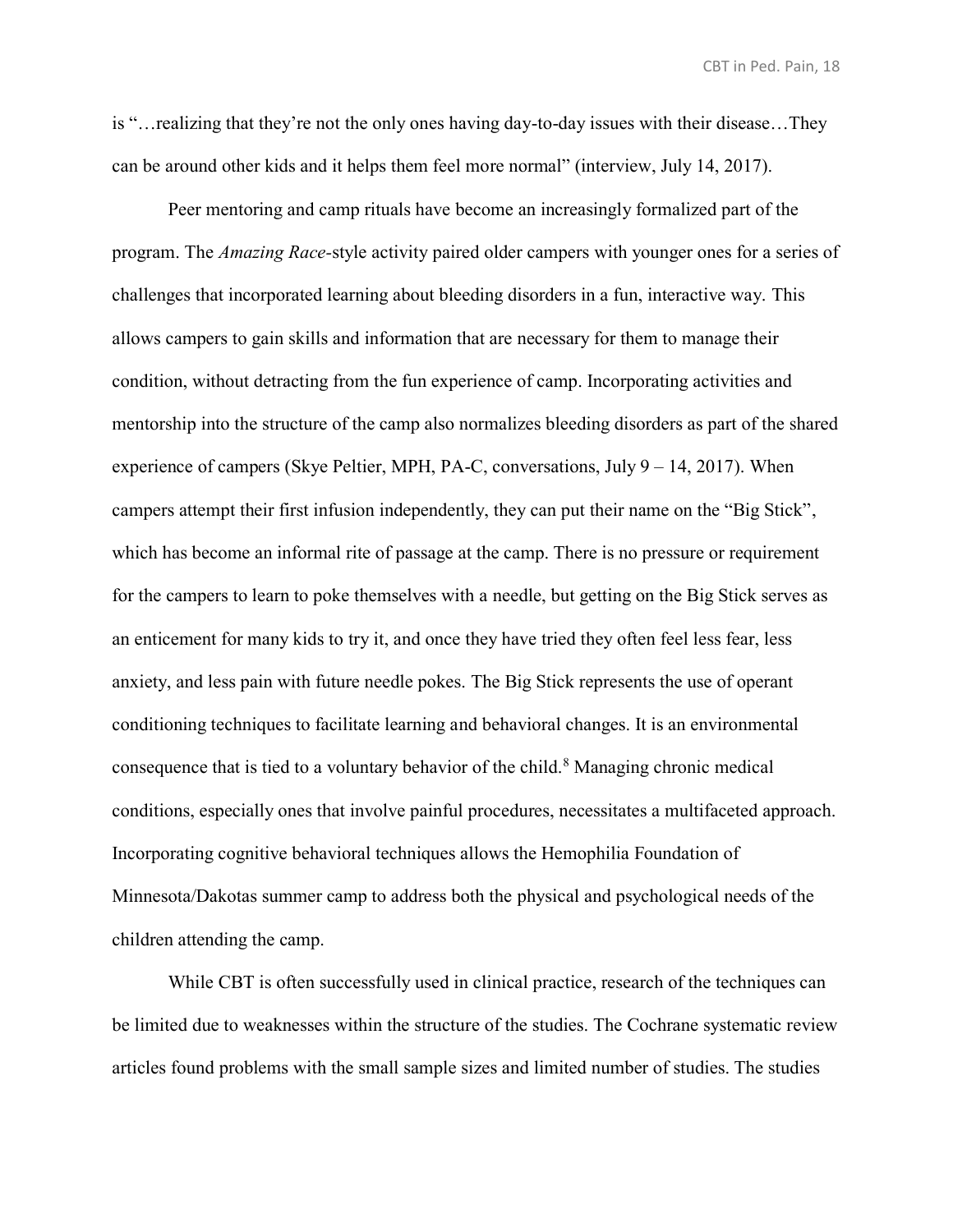is "…realizing that they're not the only ones having day-to-day issues with their disease…They can be around other kids and it helps them feel more normal" (interview, July 14, 2017).

Peer mentoring and camp rituals have become an increasingly formalized part of the program. The *Amazing Race*-style activity paired older campers with younger ones for a series of challenges that incorporated learning about bleeding disorders in a fun, interactive way. This allows campers to gain skills and information that are necessary for them to manage their condition, without detracting from the fun experience of camp. Incorporating activities and mentorship into the structure of the camp also normalizes bleeding disorders as part of the shared experience of campers (Skye Peltier, MPH, PA-C, conversations, July 9 – 14, 2017). When campers attempt their first infusion independently, they can put their name on the "Big Stick", which has become an informal rite of passage at the camp. There is no pressure or requirement for the campers to learn to poke themselves with a needle, but getting on the Big Stick serves as an enticement for many kids to try it, and once they have tried they often feel less fear, less anxiety, and less pain with future needle pokes. The Big Stick represents the use of operant conditioning techniques to facilitate learning and behavioral changes. It is an environmental consequence that is tied to a voluntary behavior of the child.[8] Managing chronic medical conditions, especially ones that involve painful procedures, necessitates a multifaceted approach. Incorporating cognitive behavioral techniques allows the Hemophilia Foundation of Minnesota/Dakotas summer camp to address both the physical and psychological needs of the children attending the camp.

While CBT is often successfully used in clinical practice, research of the techniques can be limited due to weaknesses within the structure of the studies. The Cochrane systematic review articles found problems with the small sample sizes and limited number of studies. The studies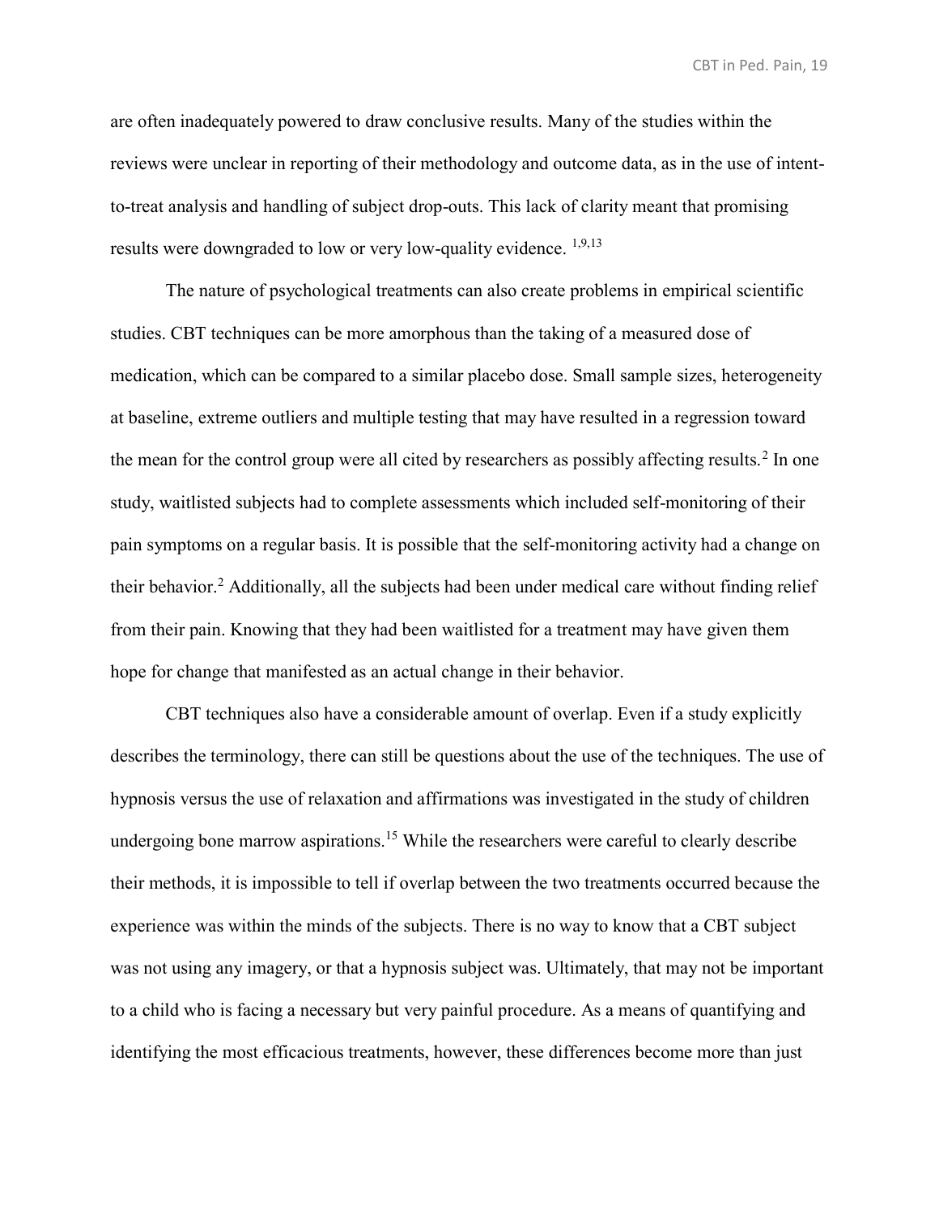are often inadequately powered to draw conclusive results. Many of the studies within the reviews were unclear in reporting of their methodology and outcome data, as in the use of intent-to-treat analysis and handling of subject drop-outs. This lack of clarity meant that promising results were downgraded to low or very low-quality evidence. [1,9,13]

The nature of psychological treatments can also create problems in empirical scientific studies. CBT techniques can be more amorphous than the taking of a measured dose of medication, which can be compared to a similar placebo dose. Small sample sizes, heterogeneity at baseline, extreme outliers and multiple testing that may have resulted in a regression toward the mean for the control group were all cited by researchers as possibly affecting results.[2] In one study, waitlisted subjects had to complete assessments which included self-monitoring of their pain symptoms on a regular basis. It is possible that the self-monitoring activity had a change on their behavior.[2] Additionally, all the subjects had been under medical care without finding relief from their pain. Knowing that they had been waitlisted for a treatment may have given them hope for change that manifested as an actual change in their behavior.

CBT techniques also have a considerable amount of overlap. Even if a study explicitly describes the terminology, there can still be questions about the use of the techniques. The use of hypnosis versus the use of relaxation and affirmations was investigated in the study of children undergoing bone marrow aspirations.[15] While the researchers were careful to clearly describe their methods, it is impossible to tell if overlap between the two treatments occurred because the experience was within the minds of the subjects. There is no way to know that a CBT subject was not using any imagery, or that a hypnosis subject was. Ultimately, that may not be important to a child who is facing a necessary but very painful procedure. As a means of quantifying and identifying the most efficacious treatments, however, these differences become more than just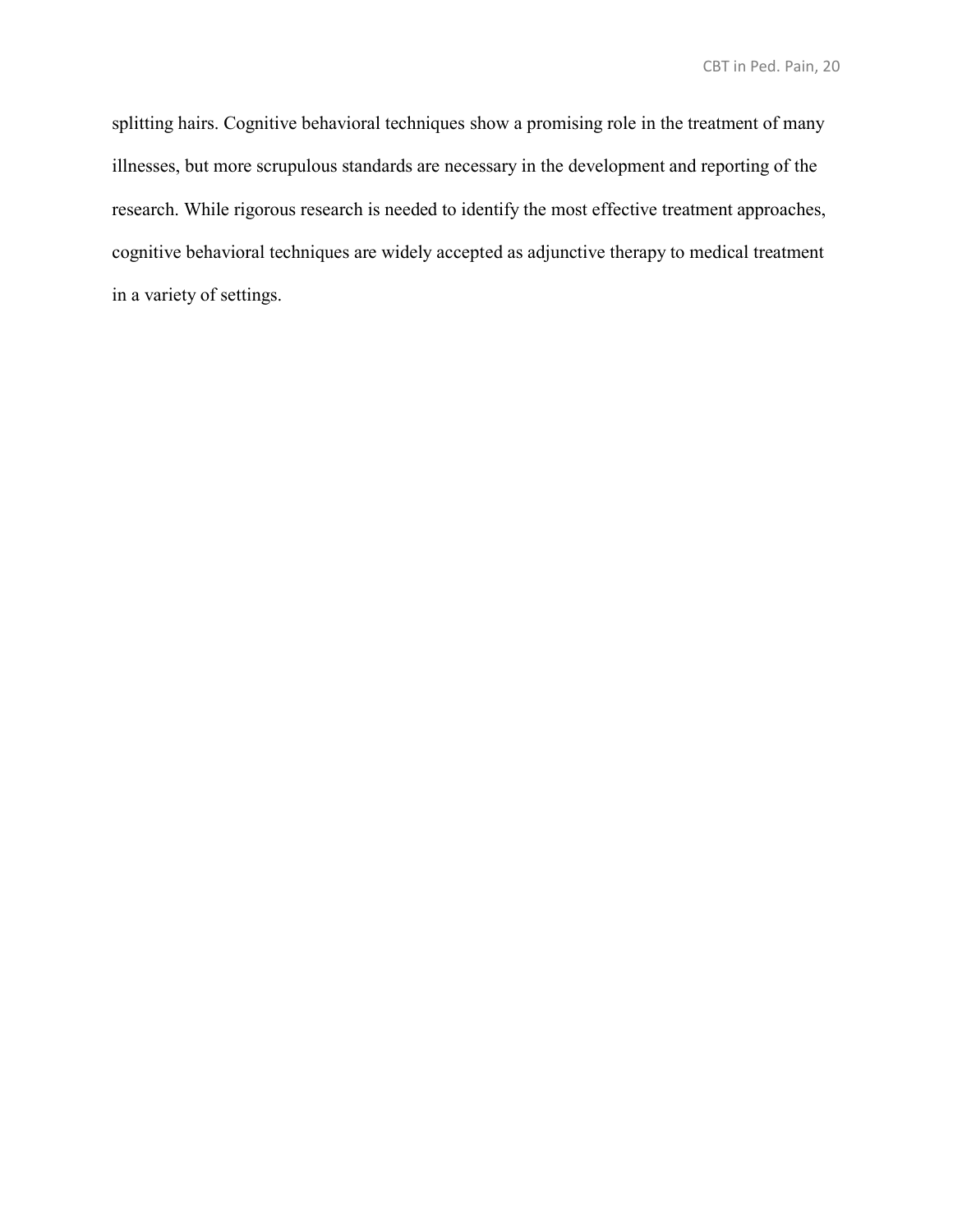splitting hairs. Cognitive behavioral techniques show a promising role in the treatment of many illnesses, but more scrupulous standards are necessary in the development and reporting of the research. While rigorous research is needed to identify the most effective treatment approaches, cognitive behavioral techniques are widely accepted as adjunctive therapy to medical treatment in a variety of settings.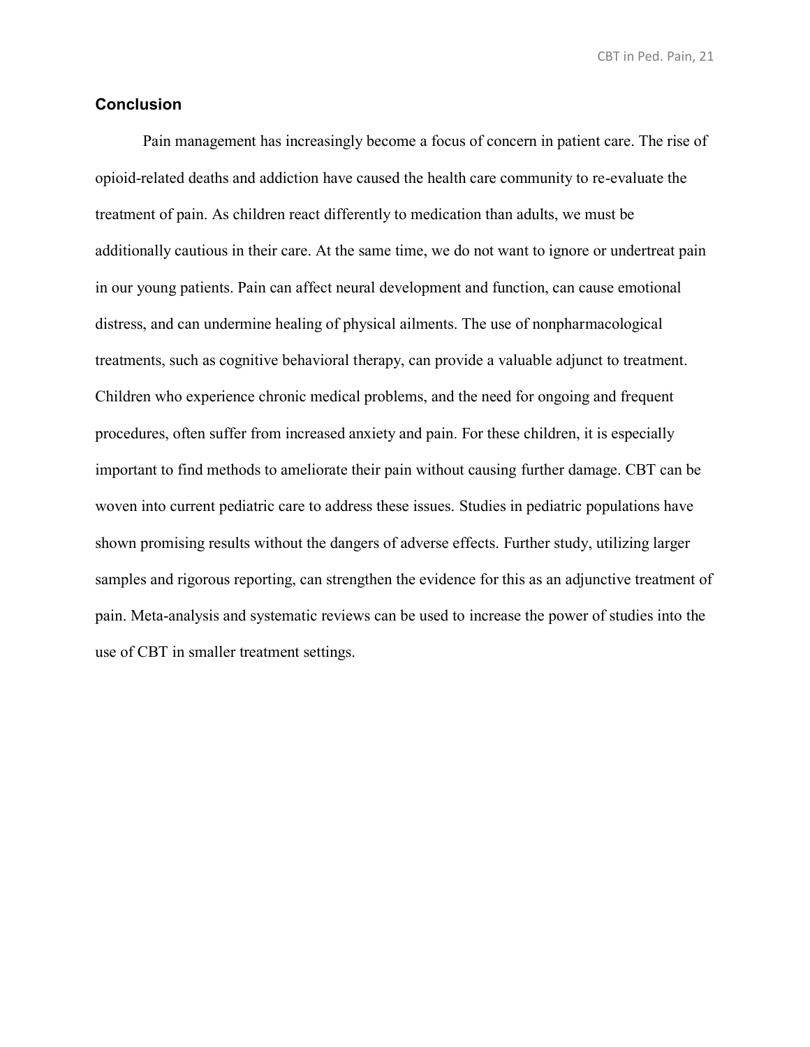## Conclusion

Pain management has increasingly become a focus of concern in patient care. The rise of opioid-related deaths and addiction have caused the health care community to re-evaluate the treatment of pain. As children react differently to medication than adults, we must be additionally cautious in their care. At the same time, we do not want to ignore or undertreat pain in our young patients. Pain can affect neural development and function, can cause emotional distress, and can undermine healing of physical ailments. The use of nonpharmacological treatments, such as cognitive behavioral therapy, can provide a valuable adjunct to treatment. Children who experience chronic medical problems, and the need for ongoing and frequent procedures, often suffer from increased anxiety and pain. For these children, it is especially important to find methods to ameliorate their pain without causing further damage. CBT can be woven into current pediatric care to address these issues. Studies in pediatric populations have shown promising results without the dangers of adverse effects. Further study, utilizing larger samples and rigorous reporting, can strengthen the evidence for this as an adjunctive treatment of pain. Meta-analysis and systematic reviews can be used to increase the power of studies into the use of CBT in smaller treatment settings.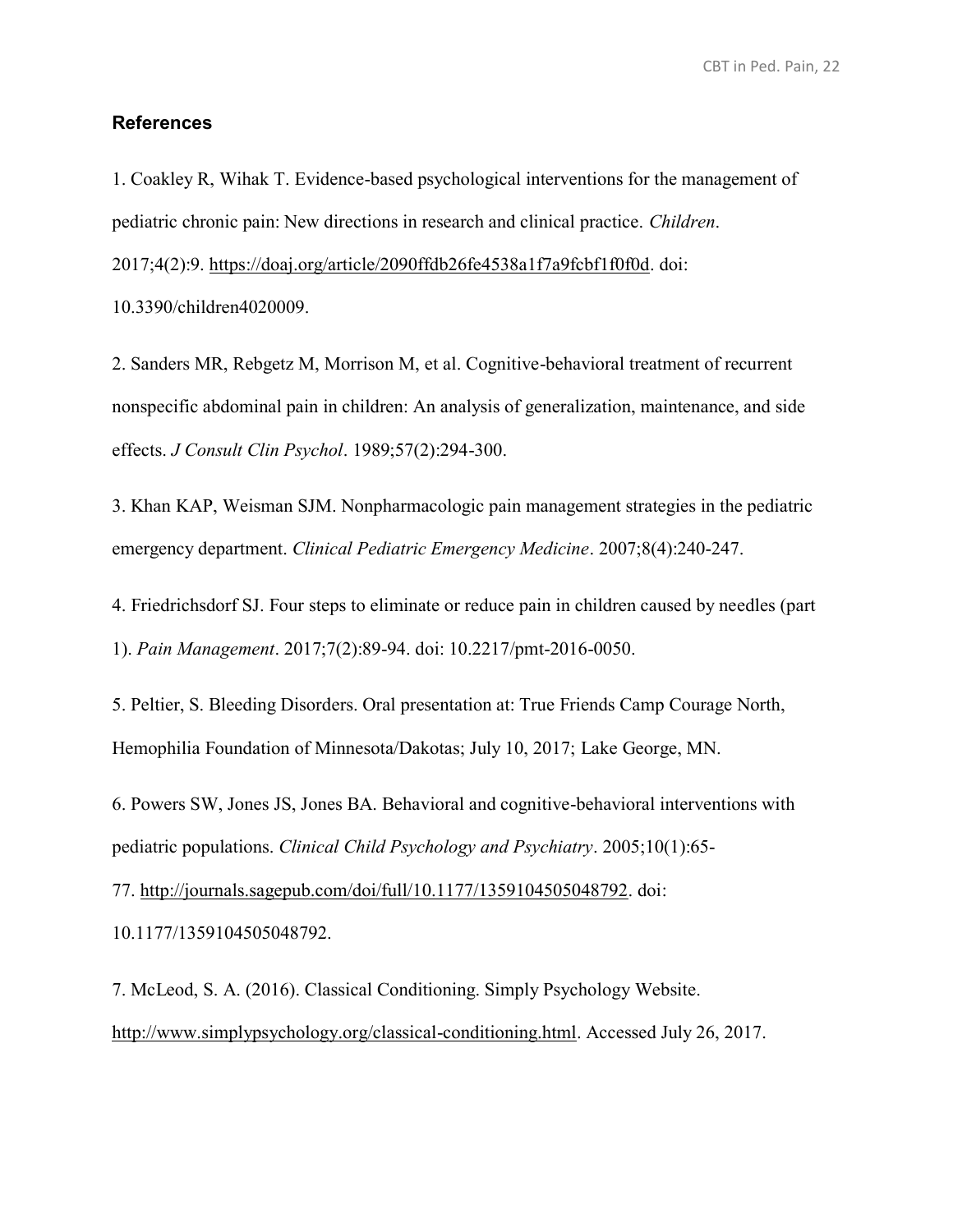## References

1. Coakley R, Wihak T. Evidence-based psychological interventions for the management of pediatric chronic pain: New directions in research and clinical practice. *Children*. 2017;4(2):9. https://doaj.org/article/2090ffdb26fe4538a1f7a9fcbf1f0f0d. doi: 10.3390/children4020009.

2. Sanders MR, Rebgetz M, Morrison M, et al. Cognitive-behavioral treatment of recurrent nonspecific abdominal pain in children: An analysis of generalization, maintenance, and side effects. *J Consult Clin Psychol*. 1989;57(2):294-300.

3. Khan KAP, Weisman SJM. Nonpharmacologic pain management strategies in the pediatric emergency department. *Clinical Pediatric Emergency Medicine*. 2007;8(4):240-247.

4. Friedrichsdorf SJ. Four steps to eliminate or reduce pain in children caused by needles (part 1). *Pain Management*. 2017;7(2):89-94. doi: 10.2217/pmt-2016-0050.

5. Peltier, S. Bleeding Disorders. Oral presentation at: True Friends Camp Courage North, Hemophilia Foundation of Minnesota/Dakotas; July 10, 2017; Lake George, MN.

6. Powers SW, Jones JS, Jones BA. Behavioral and cognitive-behavioral interventions with pediatric populations. *Clinical Child Psychology and Psychiatry*. 2005;10(1):65-77. http://journals.sagepub.com/doi/full/10.1177/1359104505048792. doi: 10.1177/1359104505048792.

7. McLeod, S. A. (2016). Classical Conditioning. Simply Psychology Website. http://www.simplypsychology.org/classical-conditioning.html. Accessed July 26, 2017.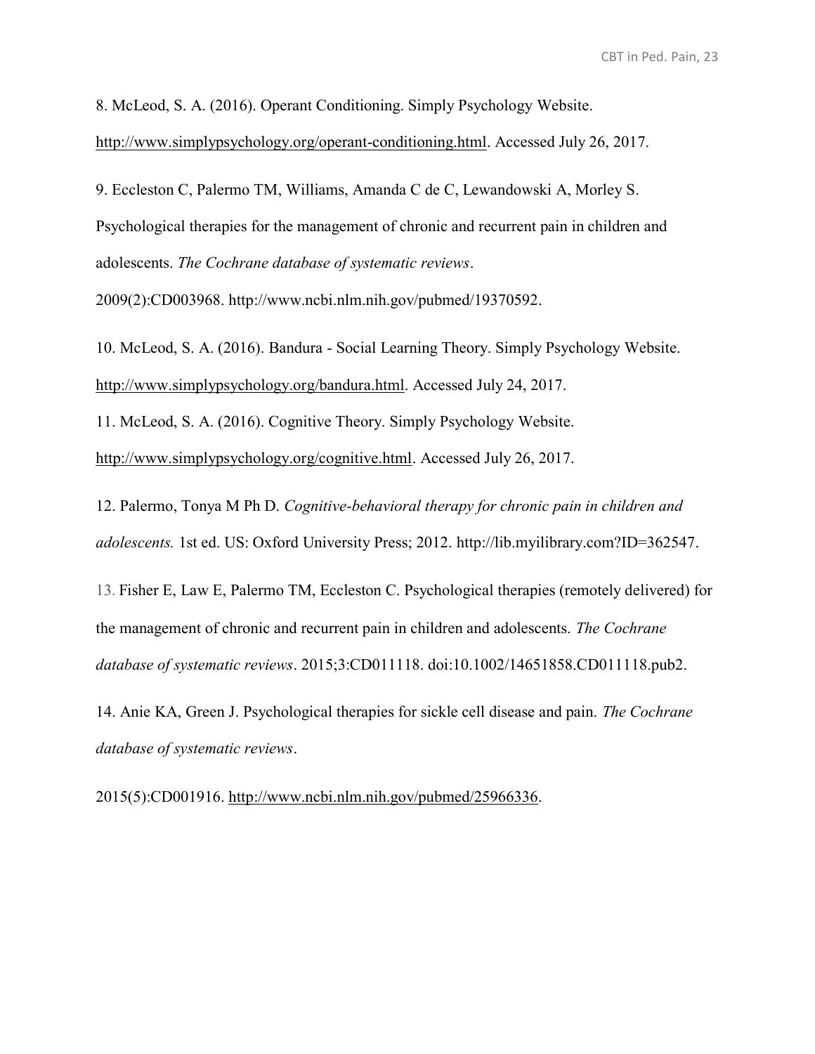8. McLeod, S. A. (2016). Operant Conditioning. Simply Psychology Website. http://www.simplypsychology.org/operant-conditioning.html. Accessed July 26, 2017.

9. Eccleston C, Palermo TM, Williams, Amanda C de C, Lewandowski A, Morley S. Psychological therapies for the management of chronic and recurrent pain in children and adolescents. *The Cochrane database of systematic reviews*. 2009(2):CD003968. http://www.ncbi.nlm.nih.gov/pubmed/19370592.

10. McLeod, S. A. (2016). Bandura - Social Learning Theory. Simply Psychology Website. http://www.simplypsychology.org/bandura.html. Accessed July 24, 2017.

11. McLeod, S. A. (2016). Cognitive Theory. Simply Psychology Website. http://www.simplypsychology.org/cognitive.html. Accessed July 26, 2017.

12. Palermo, Tonya M Ph D. *Cognitive-behavioral therapy for chronic pain in children and adolescents.* 1st ed. US: Oxford University Press; 2012. http://lib.myilibrary.com?ID=362547.

13. Fisher E, Law E, Palermo TM, Eccleston C. Psychological therapies (remotely delivered) for the management of chronic and recurrent pain in children and adolescents. *The Cochrane database of systematic reviews*. 2015;3:CD011118. doi:10.1002/14651858.CD011118.pub2.

14. Anie KA, Green J. Psychological therapies for sickle cell disease and pain. *The Cochrane database of systematic reviews*. 2015(5):CD001916. http://www.ncbi.nlm.nih.gov/pubmed/25966336.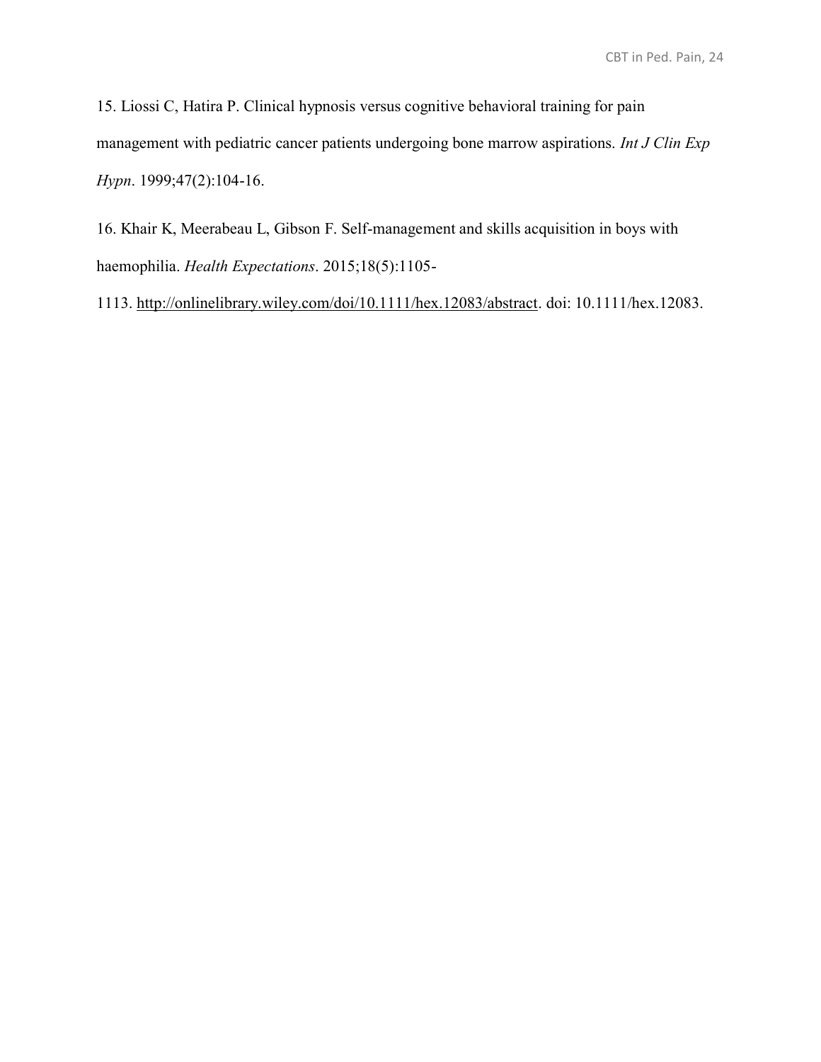15. Liossi C, Hatira P. Clinical hypnosis versus cognitive behavioral training for pain management with pediatric cancer patients undergoing bone marrow aspirations. *Int J Clin Exp Hypn*. 1999;47(2):104-16.

16. Khair K, Meerabeau L, Gibson F. Self-management and skills acquisition in boys with haemophilia. *Health Expectations*. 2015;18(5):1105-1113. http://onlinelibrary.wiley.com/doi/10.1111/hex.12083/abstract. doi: 10.1111/hex.12083.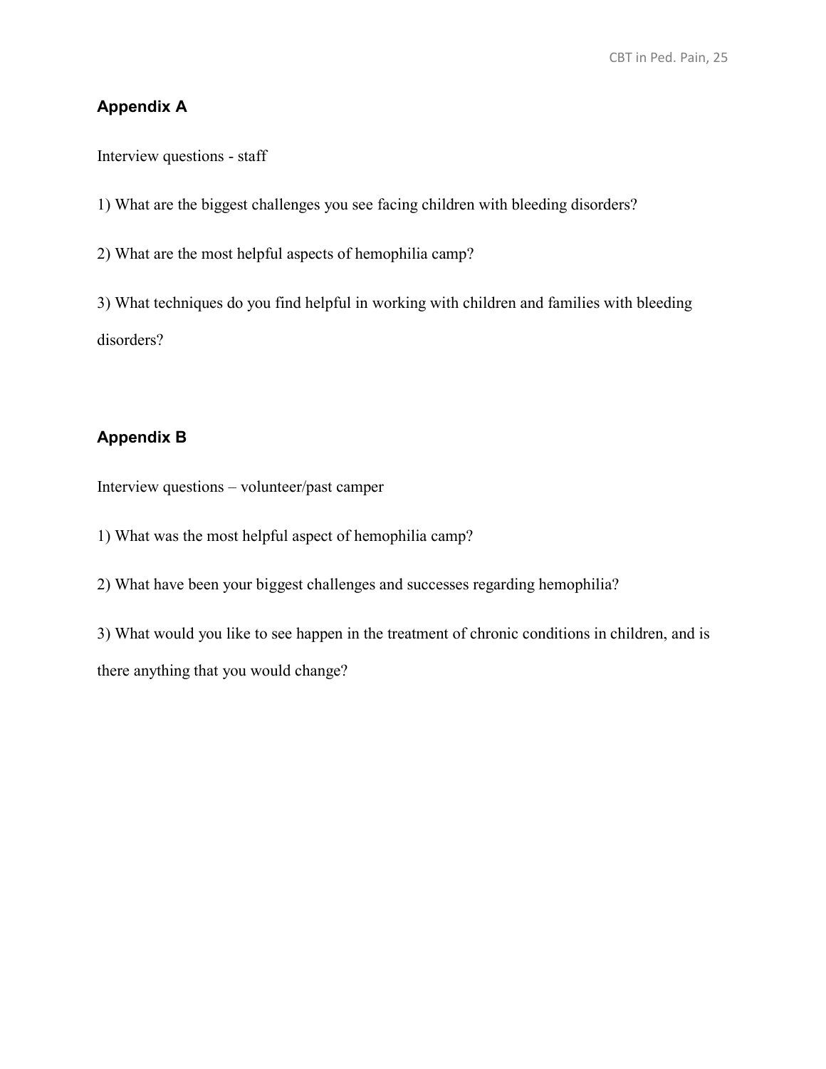## Appendix A

Interview questions - staff

1) What are the biggest challenges you see facing children with bleeding disorders?

2) What are the most helpful aspects of hemophilia camp?

3) What techniques do you find helpful in working with children and families with bleeding disorders?

## Appendix B

Interview questions – volunteer/past camper

1) What was the most helpful aspect of hemophilia camp?

2) What have been your biggest challenges and successes regarding hemophilia?

3) What would you like to see happen in the treatment of chronic conditions in children, and is there anything that you would change?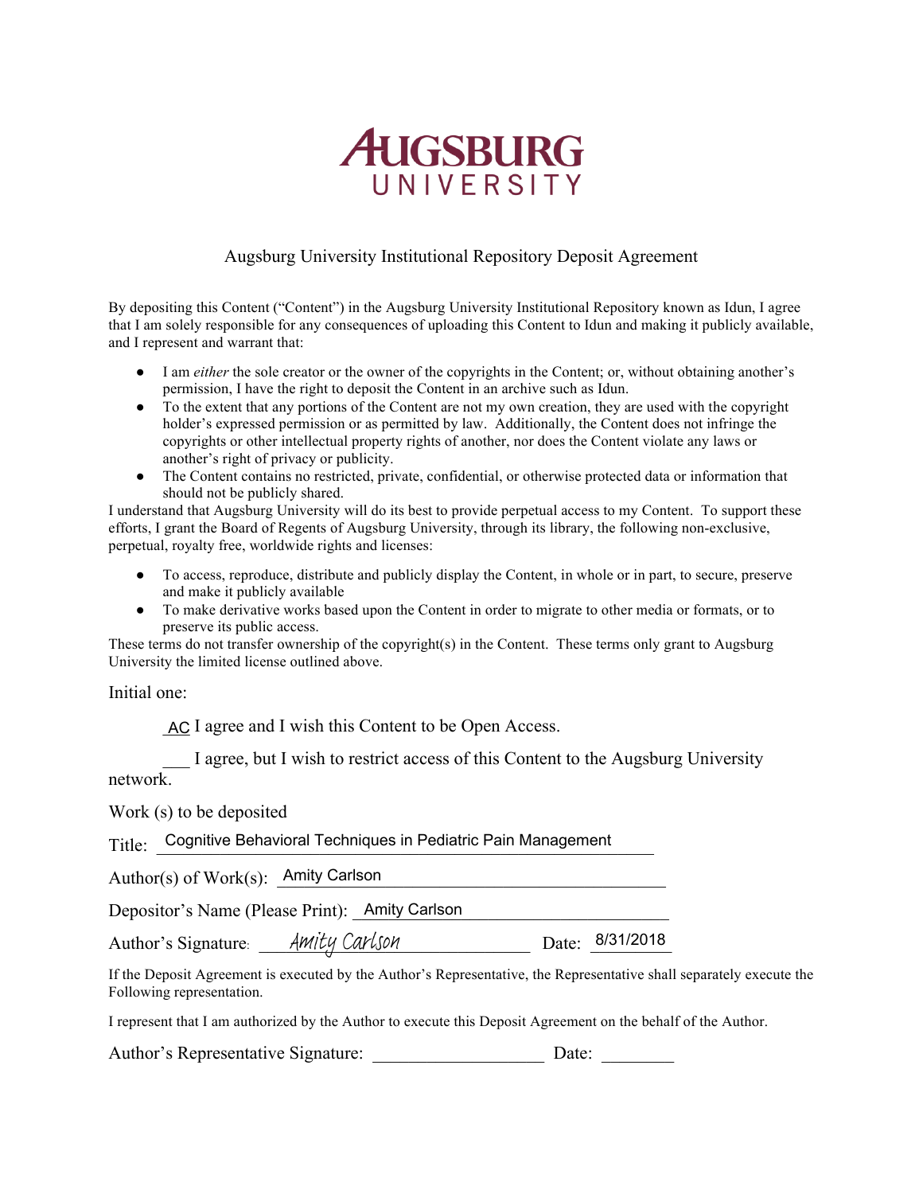# AUGSBURG UNIVERSITY

Augsburg University Institutional Repository Deposit Agreement

By depositing this Content ("Content") in the Augsburg University Institutional Repository known as Idun, I agree that I am solely responsible for any consequences of uploading this Content to Idun and making it publicly available, and I represent and warrant that:

- I am *either* the sole creator or the owner of the copyrights in the Content; or, without obtaining another's permission, I have the right to deposit the Content in an archive such as Idun.
- To the extent that any portions of the Content are not my own creation, they are used with the copyright holder's expressed permission or as permitted by law. Additionally, the Content does not infringe the copyrights or other intellectual property rights of another, nor does the Content violate any laws or another's right of privacy or publicity.
- The Content contains no restricted, private, confidential, or otherwise protected data or information that should not be publicly shared.

I understand that Augsburg University will do its best to provide perpetual access to my Content. To support these efforts, I grant the Board of Regents of Augsburg University, through its library, the following non-exclusive, perpetual, royalty free, worldwide rights and licenses:

- To access, reproduce, distribute and publicly display the Content, in whole or in part, to secure, preserve and make it publicly available
- To make derivative works based upon the Content in order to migrate to other media or formats, or to preserve its public access.

These terms do not transfer ownership of the copyright(s) in the Content. These terms only grant to Augsburg University the limited license outlined above.

Initial one:

AC I agree and I wish this Content to be Open Access.

___ I agree, but I wish to restrict access of this Content to the Augsburg University network.

Work (s) to be deposited

Title: Cognitive Behavioral Techniques in Pediatric Pain Management

Author(s) of Work(s): Amity Carlson

Depositor's Name (Please Print): Amity Carlson

Author's Signature: Amity Carlson Date: 8/31/2018

If the Deposit Agreement is executed by the Author's Representative, the Representative shall separately execute the Following representation.

I represent that I am authorized by the Author to execute this Deposit Agreement on the behalf of the Author.

Author's Representative Signature: ___________________ Date: ________